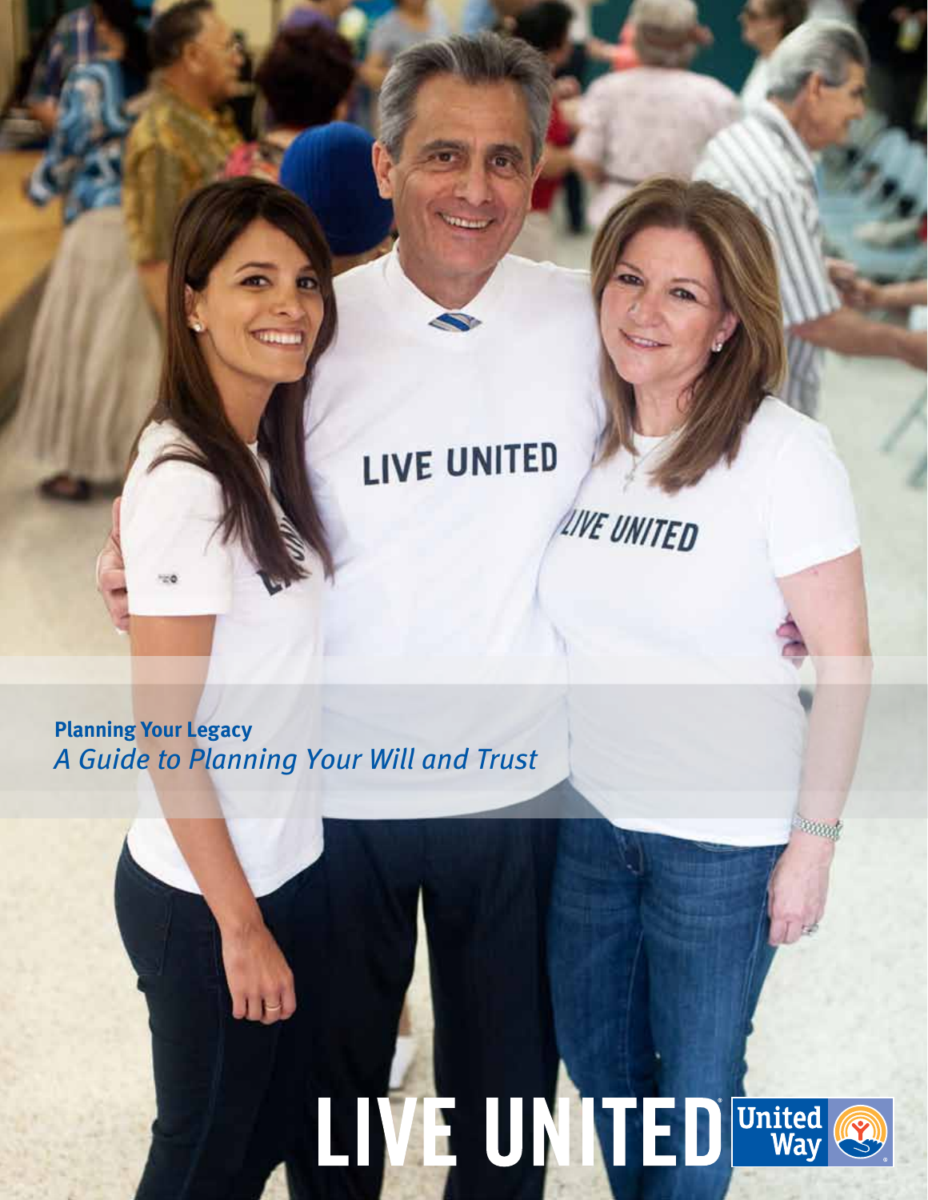**Planning Your Legacy**
*A Guide to Planning Your Will and Trust*

LIVE UNITED

United Way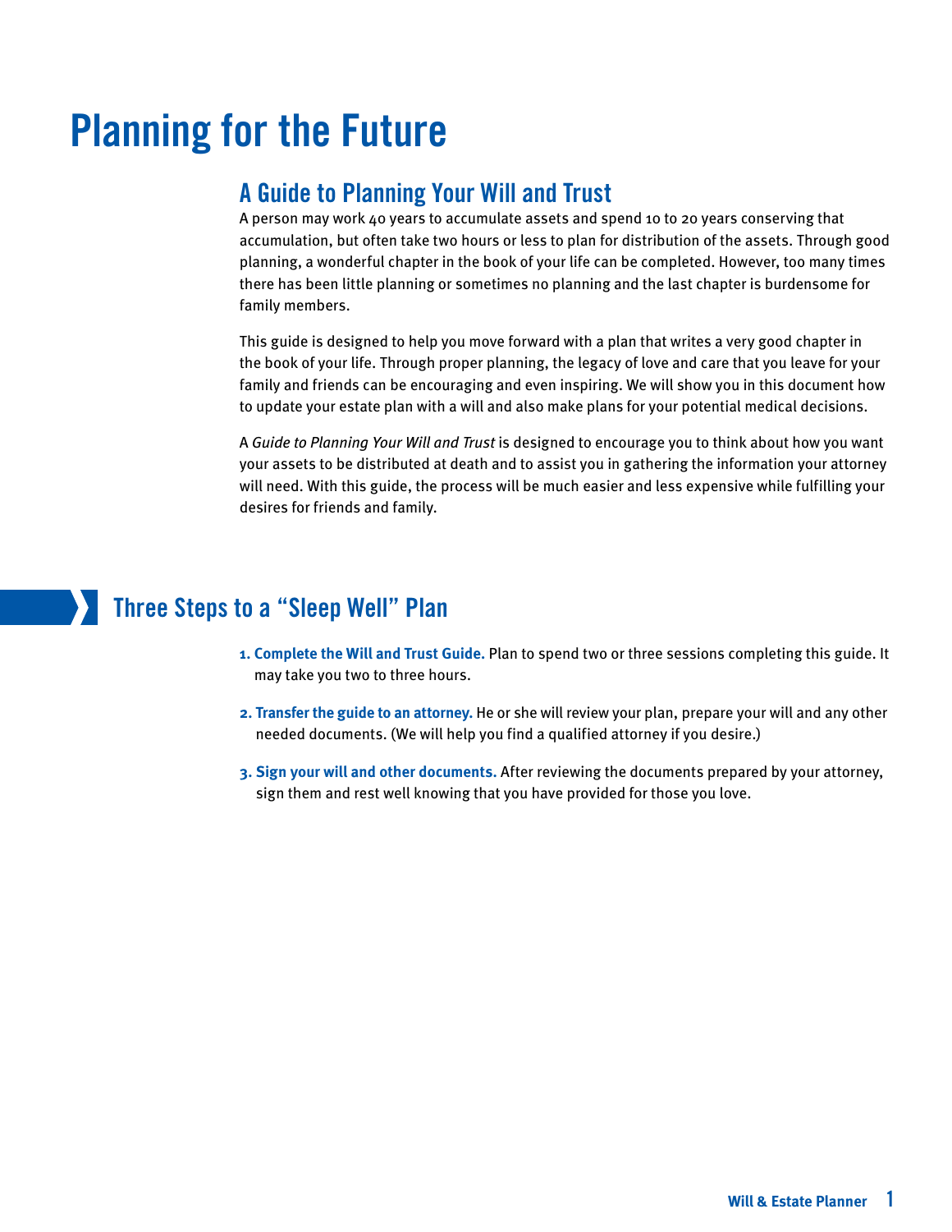# Planning for the Future

## A Guide to Planning Your Will and Trust

A person may work 40 years to accumulate assets and spend 10 to 20 years conserving that accumulation, but often take two hours or less to plan for distribution of the assets. Through good planning, a wonderful chapter in the book of your life can be completed. However, too many times there has been little planning or sometimes no planning and the last chapter is burdensome for family members.

This guide is designed to help you move forward with a plan that writes a very good chapter in the book of your life. Through proper planning, the legacy of love and care that you leave for your family and friends can be encouraging and even inspiring. We will show you in this document how to update your estate plan with a will and also make plans for your potential medical decisions.

A *Guide to Planning Your Will and Trust* is designed to encourage you to think about how you want your assets to be distributed at death and to assist you in gathering the information your attorney will need. With this guide, the process will be much easier and less expensive while fulfilling your desires for friends and family.

## Three Steps to a "Sleep Well" Plan

1. **Complete the Will and Trust Guide.** Plan to spend two or three sessions completing this guide. It may take you two to three hours.
2. **Transfer the guide to an attorney.** He or she will review your plan, prepare your will and any other needed documents. (We will help you find a qualified attorney if you desire.)
3. **Sign your will and other documents.** After reviewing the documents prepared by your attorney, sign them and rest well knowing that you have provided for those you love.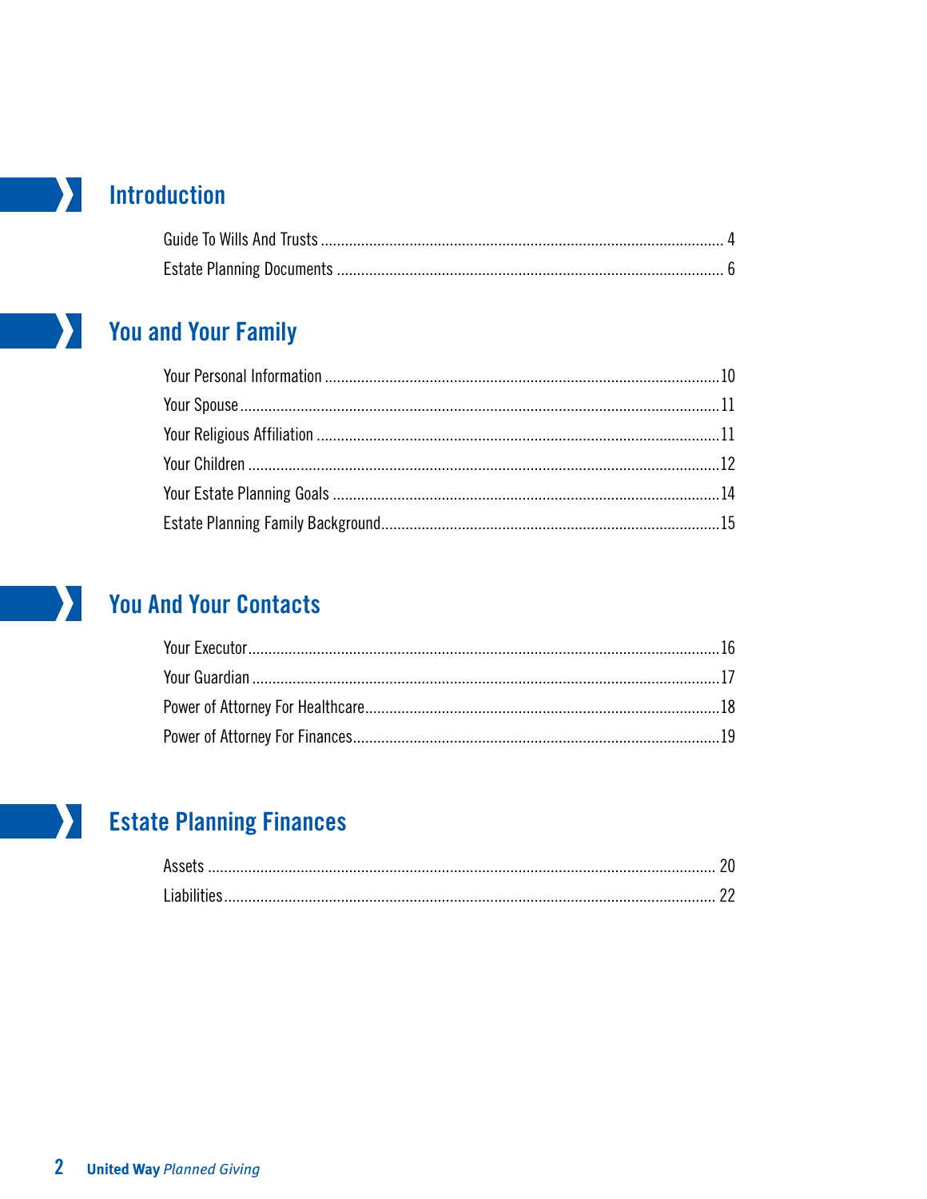## Introduction

Guide To Wills And Trusts .......... 4

Estate Planning Documents .......... 6

## You and Your Family

Your Personal Information .......... 10

Your Spouse .......... 11

Your Religious Affiliation .......... 11

Your Children .......... 12

Your Estate Planning Goals .......... 14

Estate Planning Family Background .......... 15

## You And Your Contacts

Your Executor .......... 16

Your Guardian .......... 17

Power of Attorney For Healthcare .......... 18

Power of Attorney For Finances .......... 19

## Estate Planning Finances

Assets .......... 20

Liabilities .......... 22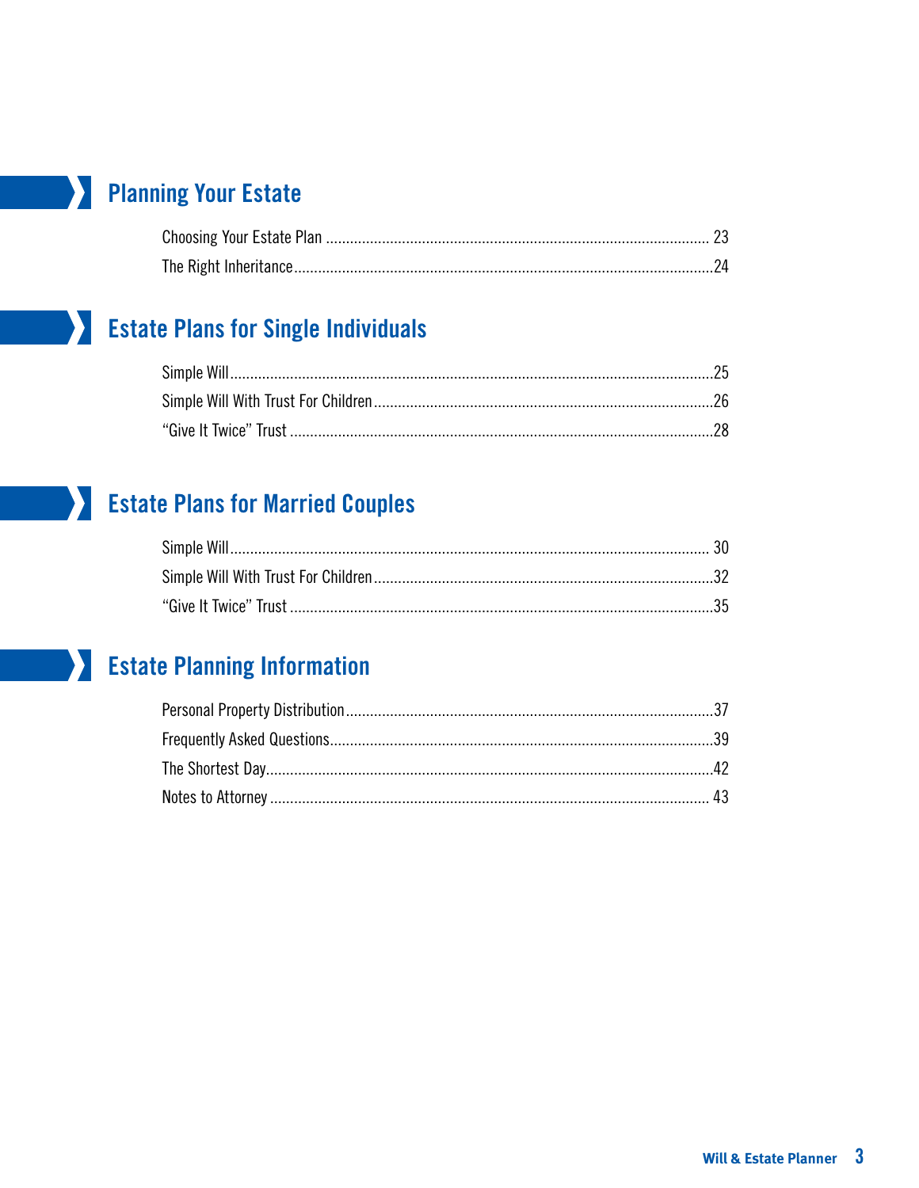## Planning Your Estate

Choosing Your Estate Plan ........................................ 23
The Right Inheritance ........................................ 24

## Estate Plans for Single Individuals

Simple Will ........................................ 25
Simple Will With Trust For Children ........................................ 26
"Give It Twice" Trust ........................................ 28

## Estate Plans for Married Couples

Simple Will ........................................ 30
Simple Will With Trust For Children ........................................ 32
"Give It Twice" Trust ........................................ 35

## Estate Planning Information

Personal Property Distribution ........................................ 37
Frequently Asked Questions ........................................ 39
The Shortest Day ........................................ 42
Notes to Attorney ........................................ 43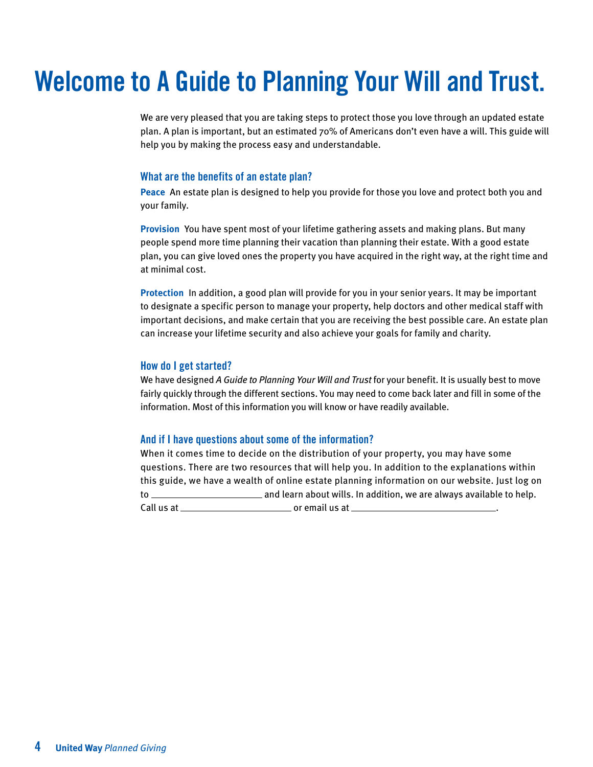# Welcome to A Guide to Planning Your Will and Trust.

We are very pleased that you are taking steps to protect those you love through an updated estate plan. A plan is important, but an estimated 70% of Americans don't even have a will. This guide will help you by making the process easy and understandable.

### What are the benefits of an estate plan?

**Peace** An estate plan is designed to help you provide for those you love and protect both you and your family.

**Provision** You have spent most of your lifetime gathering assets and making plans. But many people spend more time planning their vacation than planning their estate. With a good estate plan, you can give loved ones the property you have acquired in the right way, at the right time and at minimal cost.

**Protection** In addition, a good plan will provide for you in your senior years. It may be important to designate a specific person to manage your property, help doctors and other medical staff with important decisions, and make certain that you are receiving the best possible care. An estate plan can increase your lifetime security and also achieve your goals for family and charity.

### How do I get started?

We have designed *A Guide to Planning Your Will and Trust* for your benefit. It is usually best to move fairly quickly through the different sections. You may need to come back later and fill in some of the information. Most of this information you will know or have readily available.

### And if I have questions about some of the information?

When it comes time to decide on the distribution of your property, you may have some questions. There are two resources that will help you. In addition to the explanations within this guide, we have a wealth of online estate planning information on our website. Just log on to ______________________ and learn about wills. In addition, we are always available to help. Call us at ______________________ or email us at ____________________________.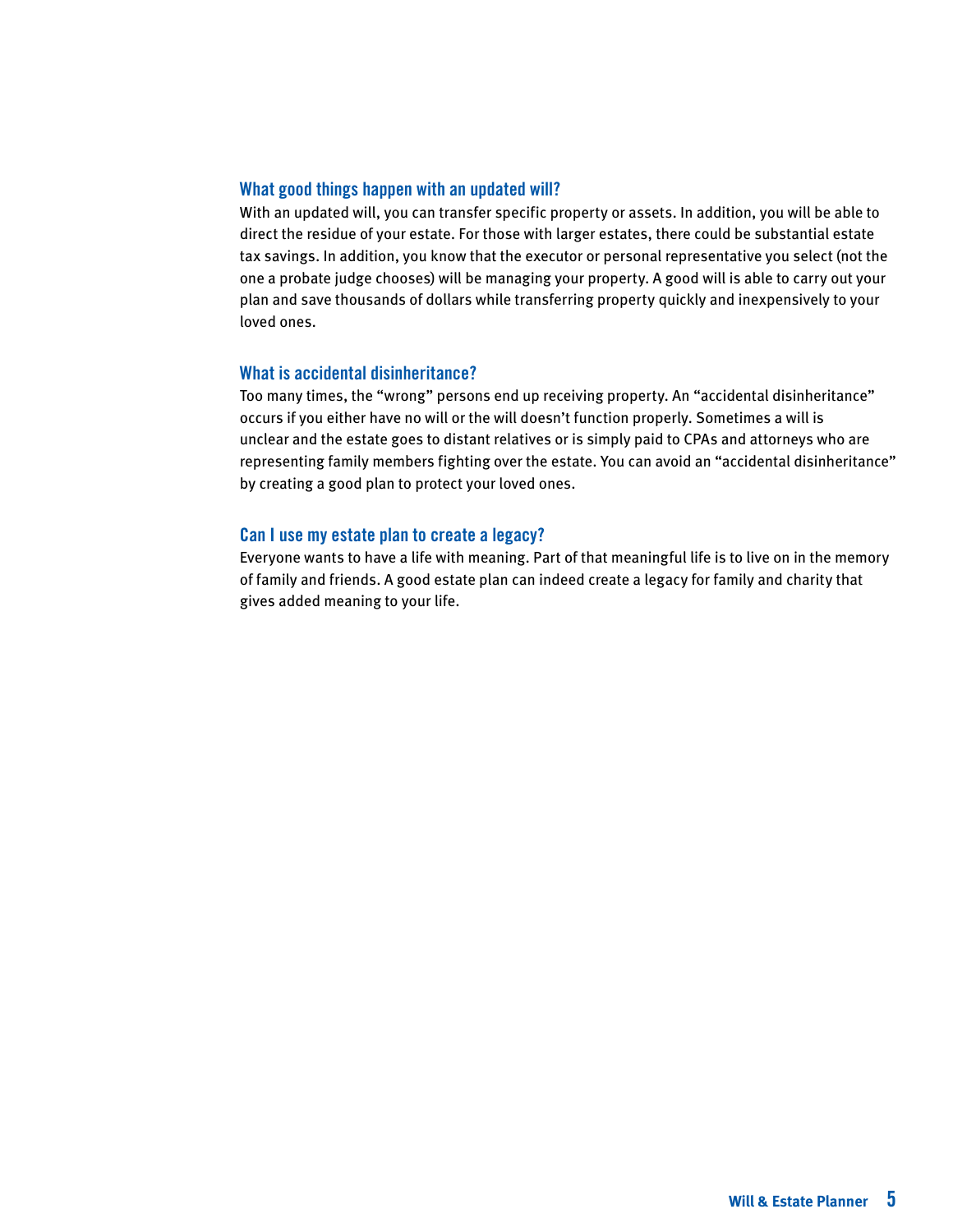### What good things happen with an updated will?

With an updated will, you can transfer specific property or assets. In addition, you will be able to direct the residue of your estate. For those with larger estates, there could be substantial estate tax savings. In addition, you know that the executor or personal representative you select (not the one a probate judge chooses) will be managing your property. A good will is able to carry out your plan and save thousands of dollars while transferring property quickly and inexpensively to your loved ones.

### What is accidental disinheritance?

Too many times, the "wrong" persons end up receiving property. An "accidental disinheritance" occurs if you either have no will or the will doesn't function properly. Sometimes a will is unclear and the estate goes to distant relatives or is simply paid to CPAs and attorneys who are representing family members fighting over the estate. You can avoid an "accidental disinheritance" by creating a good plan to protect your loved ones.

### Can I use my estate plan to create a legacy?

Everyone wants to have a life with meaning. Part of that meaningful life is to live on in the memory of family and friends. A good estate plan can indeed create a legacy for family and charity that gives added meaning to your life.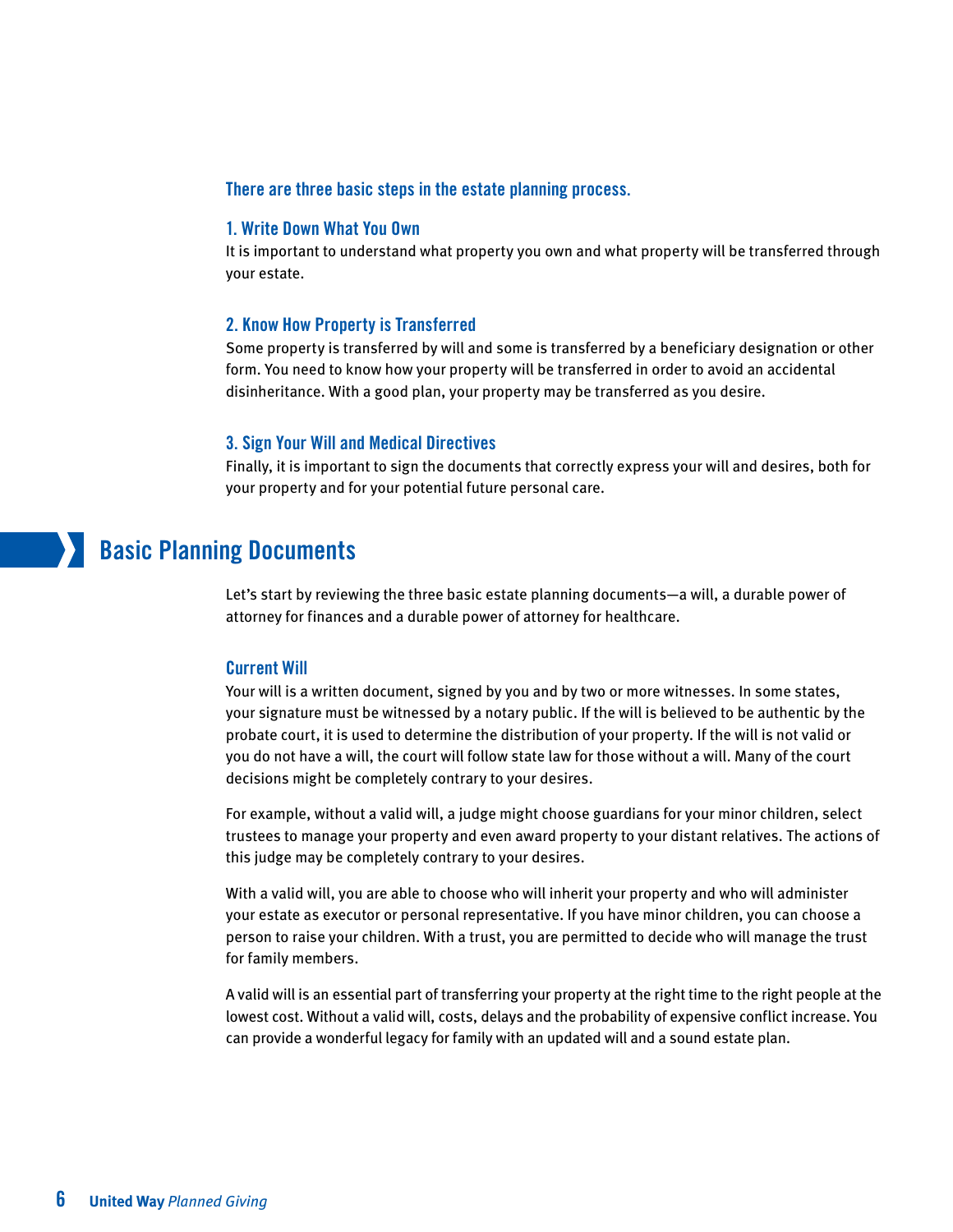### There are three basic steps in the estate planning process.

#### 1. Write Down What You Own

It is important to understand what property you own and what property will be transferred through your estate.

#### 2. Know How Property is Transferred

Some property is transferred by will and some is transferred by a beneficiary designation or other form. You need to know how your property will be transferred in order to avoid an accidental disinheritance. With a good plan, your property may be transferred as you desire.

#### 3. Sign Your Will and Medical Directives

Finally, it is important to sign the documents that correctly express your will and desires, both for your property and for your potential future personal care.

## Basic Planning Documents

Let's start by reviewing the three basic estate planning documents—a will, a durable power of attorney for finances and a durable power of attorney for healthcare.

#### Current Will

Your will is a written document, signed by you and by two or more witnesses. In some states, your signature must be witnessed by a notary public. If the will is believed to be authentic by the probate court, it is used to determine the distribution of your property. If the will is not valid or you do not have a will, the court will follow state law for those without a will. Many of the court decisions might be completely contrary to your desires.

For example, without a valid will, a judge might choose guardians for your minor children, select trustees to manage your property and even award property to your distant relatives. The actions of this judge may be completely contrary to your desires.

With a valid will, you are able to choose who will inherit your property and who will administer your estate as executor or personal representative. If you have minor children, you can choose a person to raise your children. With a trust, you are permitted to decide who will manage the trust for family members.

A valid will is an essential part of transferring your property at the right time to the right people at the lowest cost. Without a valid will, costs, delays and the probability of expensive conflict increase. You can provide a wonderful legacy for family with an updated will and a sound estate plan.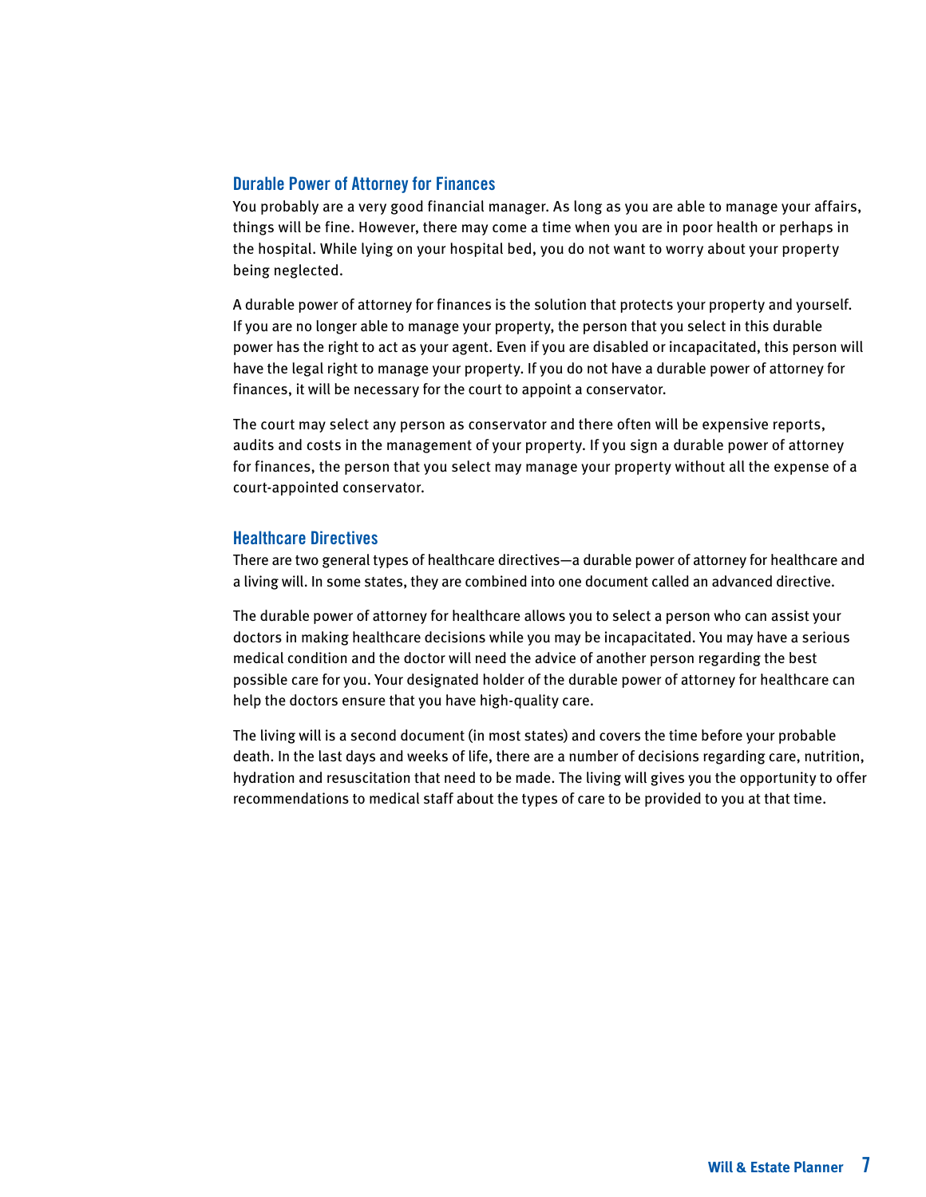## Durable Power of Attorney for Finances

You probably are a very good financial manager. As long as you are able to manage your affairs, things will be fine. However, there may come a time when you are in poor health or perhaps in the hospital. While lying on your hospital bed, you do not want to worry about your property being neglected.

A durable power of attorney for finances is the solution that protects your property and yourself. If you are no longer able to manage your property, the person that you select in this durable power has the right to act as your agent. Even if you are disabled or incapacitated, this person will have the legal right to manage your property. If you do not have a durable power of attorney for finances, it will be necessary for the court to appoint a conservator.

The court may select any person as conservator and there often will be expensive reports, audits and costs in the management of your property. If you sign a durable power of attorney for finances, the person that you select may manage your property without all the expense of a court-appointed conservator.

## Healthcare Directives

There are two general types of healthcare directives—a durable power of attorney for healthcare and a living will. In some states, they are combined into one document called an advanced directive.

The durable power of attorney for healthcare allows you to select a person who can assist your doctors in making healthcare decisions while you may be incapacitated. You may have a serious medical condition and the doctor will need the advice of another person regarding the best possible care for you. Your designated holder of the durable power of attorney for healthcare can help the doctors ensure that you have high-quality care.

The living will is a second document (in most states) and covers the time before your probable death. In the last days and weeks of life, there are a number of decisions regarding care, nutrition, hydration and resuscitation that need to be made. The living will gives you the opportunity to offer recommendations to medical staff about the types of care to be provided to you at that time.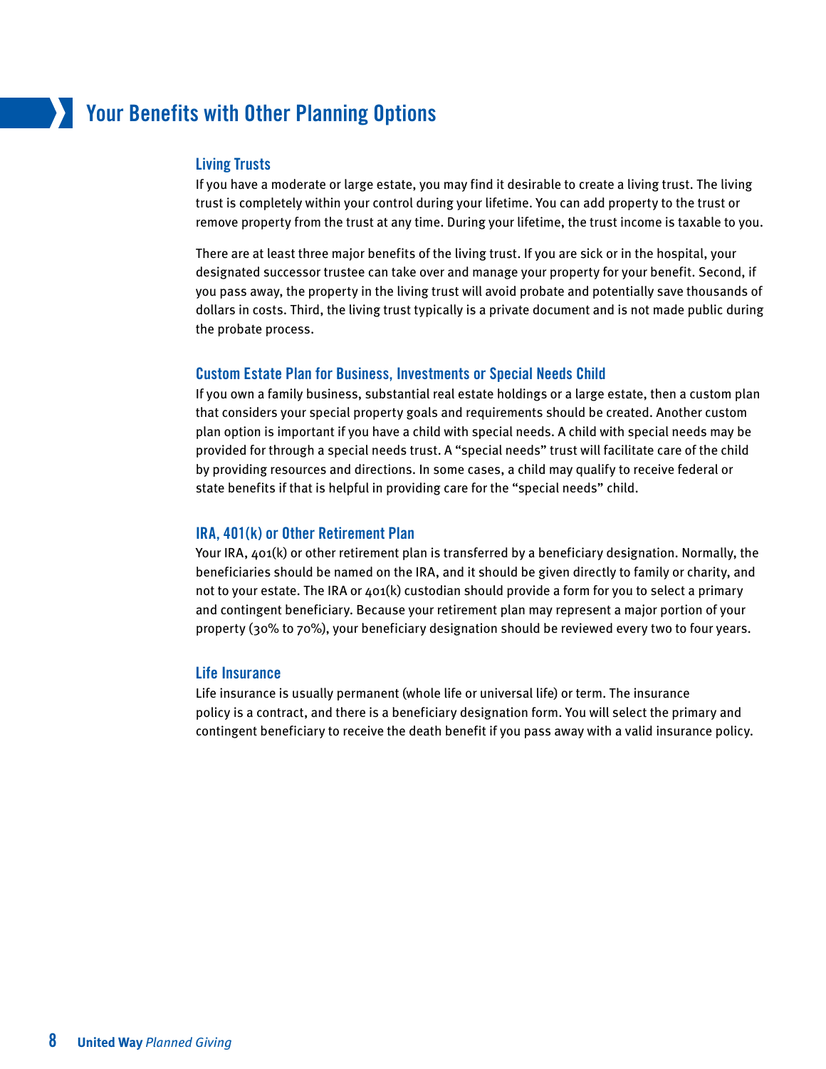## Your Benefits with Other Planning Options

### Living Trusts

If you have a moderate or large estate, you may find it desirable to create a living trust. The living trust is completely within your control during your lifetime. You can add property to the trust or remove property from the trust at any time. During your lifetime, the trust income is taxable to you.

There are at least three major benefits of the living trust. If you are sick or in the hospital, your designated successor trustee can take over and manage your property for your benefit. Second, if you pass away, the property in the living trust will avoid probate and potentially save thousands of dollars in costs. Third, the living trust typically is a private document and is not made public during the probate process.

### Custom Estate Plan for Business, Investments or Special Needs Child

If you own a family business, substantial real estate holdings or a large estate, then a custom plan that considers your special property goals and requirements should be created. Another custom plan option is important if you have a child with special needs. A child with special needs may be provided for through a special needs trust. A "special needs" trust will facilitate care of the child by providing resources and directions. In some cases, a child may qualify to receive federal or state benefits if that is helpful in providing care for the "special needs" child.

### IRA, 401(k) or Other Retirement Plan

Your IRA, 401(k) or other retirement plan is transferred by a beneficiary designation. Normally, the beneficiaries should be named on the IRA, and it should be given directly to family or charity, and not to your estate. The IRA or 401(k) custodian should provide a form for you to select a primary and contingent beneficiary. Because your retirement plan may represent a major portion of your property (30% to 70%), your beneficiary designation should be reviewed every two to four years.

### Life Insurance

Life insurance is usually permanent (whole life or universal life) or term. The insurance policy is a contract, and there is a beneficiary designation form. You will select the primary and contingent beneficiary to receive the death benefit if you pass away with a valid insurance policy.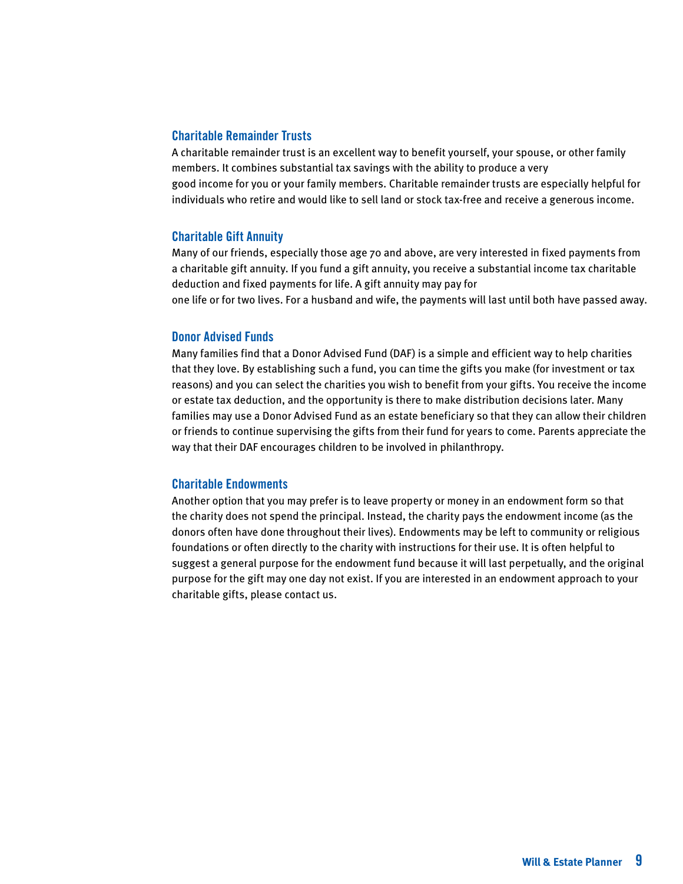## Charitable Remainder Trusts

A charitable remainder trust is an excellent way to benefit yourself, your spouse, or other family members. It combines substantial tax savings with the ability to produce a very good income for you or your family members. Charitable remainder trusts are especially helpful for individuals who retire and would like to sell land or stock tax-free and receive a generous income.

## Charitable Gift Annuity

Many of our friends, especially those age 70 and above, are very interested in fixed payments from a charitable gift annuity. If you fund a gift annuity, you receive a substantial income tax charitable deduction and fixed payments for life. A gift annuity may pay for one life or for two lives. For a husband and wife, the payments will last until both have passed away.

## Donor Advised Funds

Many families find that a Donor Advised Fund (DAF) is a simple and efficient way to help charities that they love. By establishing such a fund, you can time the gifts you make (for investment or tax reasons) and you can select the charities you wish to benefit from your gifts. You receive the income or estate tax deduction, and the opportunity is there to make distribution decisions later. Many families may use a Donor Advised Fund as an estate beneficiary so that they can allow their children or friends to continue supervising the gifts from their fund for years to come. Parents appreciate the way that their DAF encourages children to be involved in philanthropy.

## Charitable Endowments

Another option that you may prefer is to leave property or money in an endowment form so that the charity does not spend the principal. Instead, the charity pays the endowment income (as the donors often have done throughout their lives). Endowments may be left to community or religious foundations or often directly to the charity with instructions for their use. It is often helpful to suggest a general purpose for the endowment fund because it will last perpetually, and the original purpose for the gift may one day not exist. If you are interested in an endowment approach to your charitable gifts, please contact us.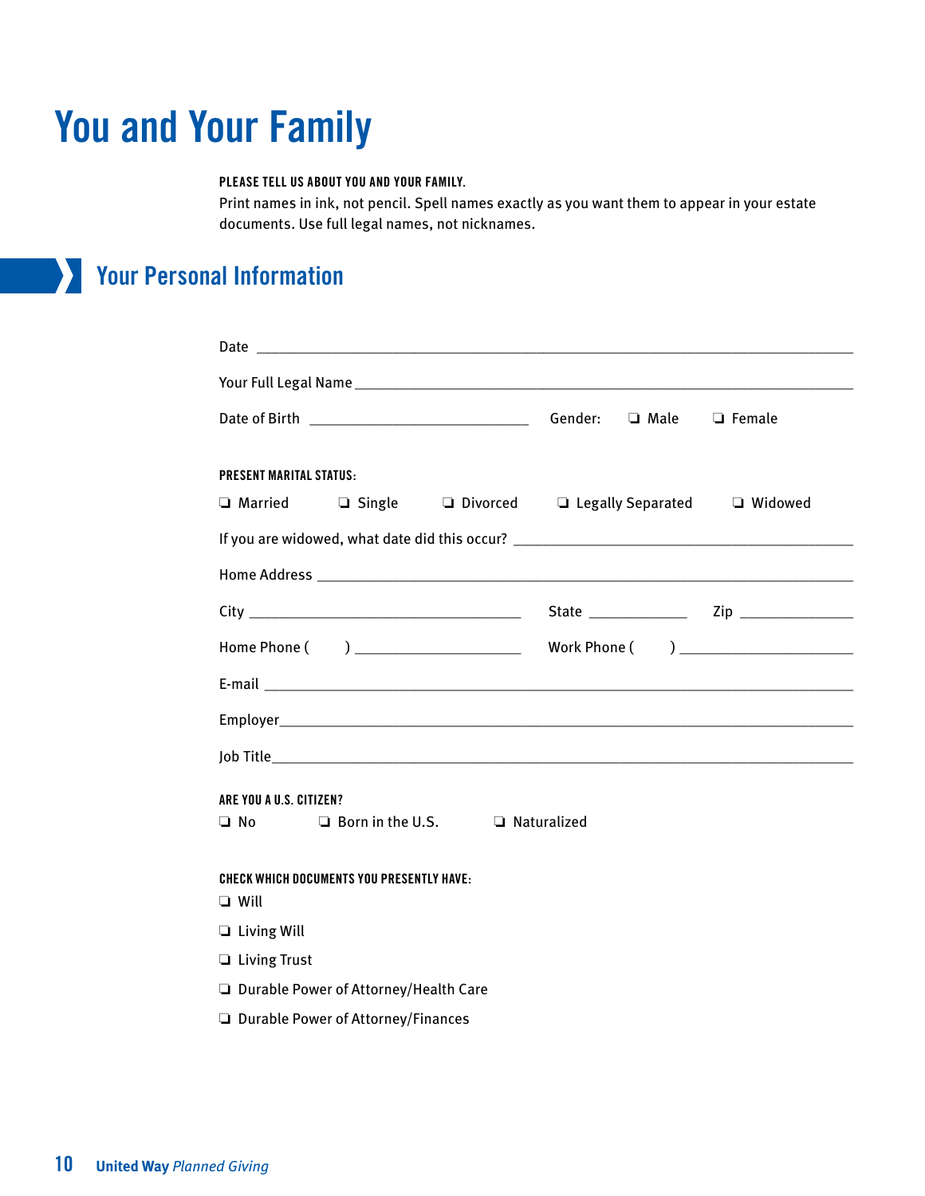# You and Your Family

**PLEASE TELL US ABOUT YOU AND YOUR FAMILY.**
Print names in ink, not pencil. Spell names exactly as you want them to appear in your estate documents. Use full legal names, not nicknames.

## Your Personal Information

Date ______________________________________________________________

Your Full Legal Name ______________________________________________________

Date of Birth ____________________________ Gender: ❑ Male ❑ Female

**PRESENT MARITAL STATUS:**

❑ Married ❑ Single ❑ Divorced ❑ Legally Separated ❑ Widowed

If you are widowed, what date did this occur? ______________________________

Home Address ______________________________________________________

City ___________________________ State ___________ Zip ____________

Home Phone ( ) ____________________ Work Phone ( ) ____________________

E-mail ____________________________________________________________

Employer__________________________________________________________

Job Title__________________________________________________________

**ARE YOU A U.S. CITIZEN?**

❑ No ❑ Born in the U.S. ❑ Naturalized

**CHECK WHICH DOCUMENTS YOU PRESENTLY HAVE:**

❑ Will

❑ Living Will

❑ Living Trust

❑ Durable Power of Attorney/Health Care

❑ Durable Power of Attorney/Finances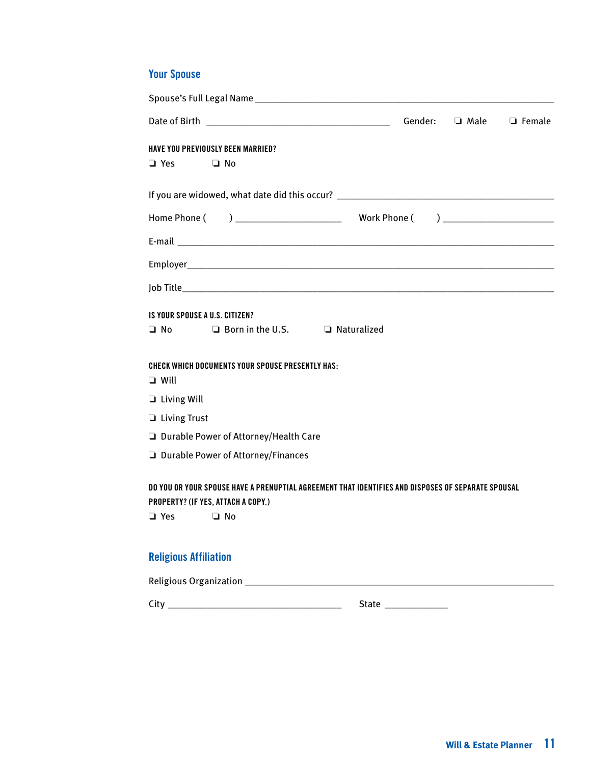## Your Spouse

Spouse's Full Legal Name ___________________________________________________________

Date of Birth ___________________________________ Gender: ❑ Male ❑ Female

**HAVE YOU PREVIOUSLY BEEN MARRIED?**

❑ Yes ❑ No

If you are widowed, what date did this occur? _____________________________________________

Home Phone ( ) ______________________ Work Phone ( ) ______________________

E-mail _______________________________________________________________________

Employer_____________________________________________________________________

Job Title_____________________________________________________________________

**IS YOUR SPOUSE A U.S. CITIZEN?**

❑ No ❑ Born in the U.S. ❑ Naturalized

**CHECK WHICH DOCUMENTS YOUR SPOUSE PRESENTLY HAS:**

❑ Will

❑ Living Will

❑ Living Trust

❑ Durable Power of Attorney/Health Care

❑ Durable Power of Attorney/Finances

**DO YOU OR YOUR SPOUSE HAVE A PRENUPTIAL AGREEMENT THAT IDENTIFIES AND DISPOSES OF SEPARATE SPOUSAL PROPERTY? (IF YES, ATTACH A COPY.)**

❑ Yes ❑ No

## Religious Affiliation

Religious Organization _______________________________________________________________

City ____________________________________ State _____________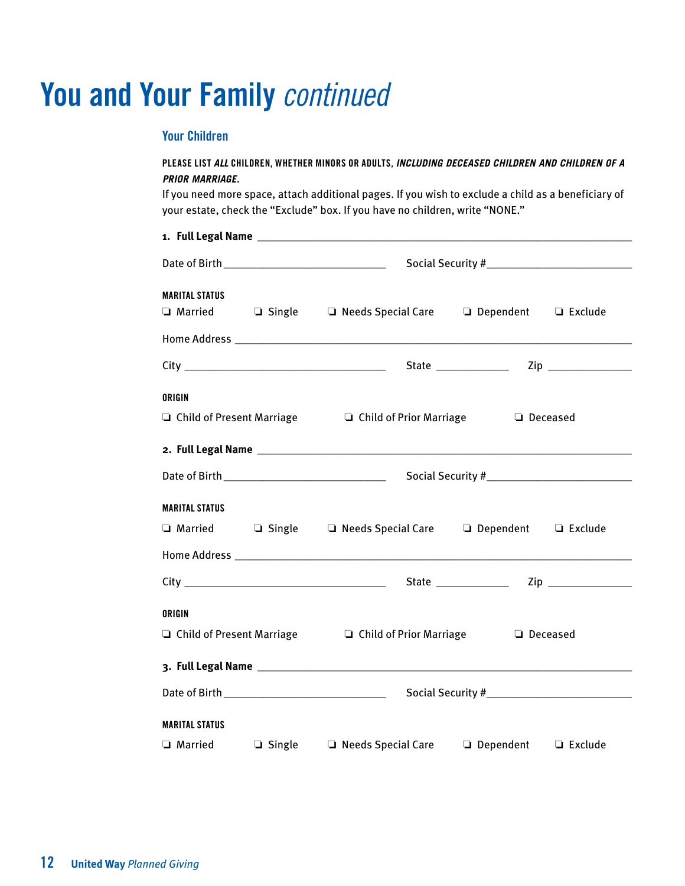# You and Your Family *continued*

## Your Children

**PLEASE LIST *ALL* CHILDREN, WHETHER MINORS OR ADULTS, *INCLUDING DECEASED CHILDREN AND CHILDREN OF A PRIOR MARRIAGE.***

If you need more space, attach additional pages. If you wish to exclude a child as a beneficiary of your estate, check the "Exclude" box. If you have no children, write "NONE."

**1. Full Legal Name** ______________________________________________

Date of Birth ____________________ Social Security # ____________________

**MARITAL STATUS**

❑ Married ❑ Single ❑ Needs Special Care ❑ Dependent ❑ Exclude

Home Address ______________________________________________

City ____________________ State __________ Zip __________

**ORIGIN**

❑ Child of Present Marriage ❑ Child of Prior Marriage ❑ Deceased

**2. Full Legal Name** ______________________________________________

Date of Birth ____________________ Social Security # ____________________

**MARITAL STATUS**

❑ Married ❑ Single ❑ Needs Special Care ❑ Dependent ❑ Exclude

Home Address ______________________________________________

City ____________________ State __________ Zip __________

**ORIGIN**

❑ Child of Present Marriage ❑ Child of Prior Marriage ❑ Deceased

**3. Full Legal Name** ______________________________________________

Date of Birth ____________________ Social Security # ____________________

**MARITAL STATUS**

❑ Married ❑ Single ❑ Needs Special Care ❑ Dependent ❑ Exclude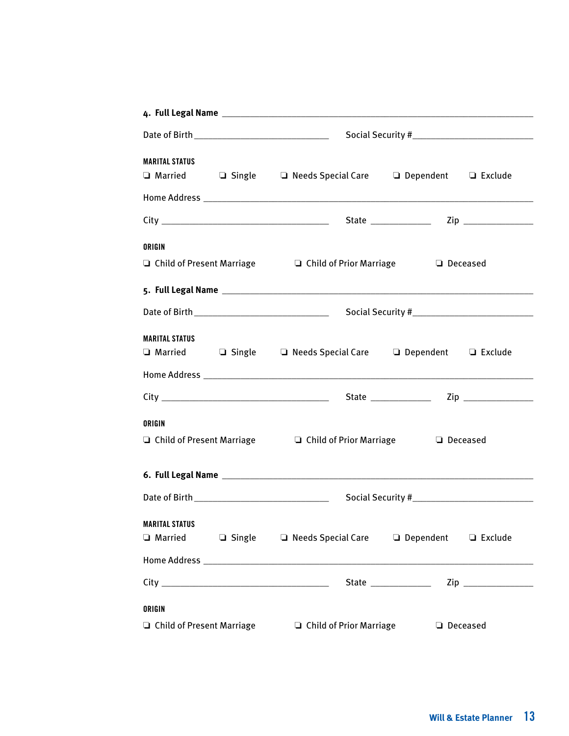**4. Full Legal Name** ______________________________________________

Date of Birth ______________________ Social Security # ______________________

MARITAL STATUS

❑ Married ❑ Single ❑ Needs Special Care ❑ Dependent ❑ Exclude

Home Address ______________________________________________

City ____________________________ State __________ Zip ____________

ORIGIN

❑ Child of Present Marriage ❑ Child of Prior Marriage ❑ Deceased

**5. Full Legal Name** ______________________________________________

Date of Birth ______________________ Social Security # ______________________

MARITAL STATUS

❑ Married ❑ Single ❑ Needs Special Care ❑ Dependent ❑ Exclude

Home Address ______________________________________________

City ____________________________ State __________ Zip ____________

ORIGIN

❑ Child of Present Marriage ❑ Child of Prior Marriage ❑ Deceased

**6. Full Legal Name** ______________________________________________

Date of Birth ______________________ Social Security # ______________________

MARITAL STATUS

❑ Married ❑ Single ❑ Needs Special Care ❑ Dependent ❑ Exclude

Home Address ______________________________________________

City ____________________________ State __________ Zip ____________

ORIGIN

❑ Child of Present Marriage ❑ Child of Prior Marriage ❑ Deceased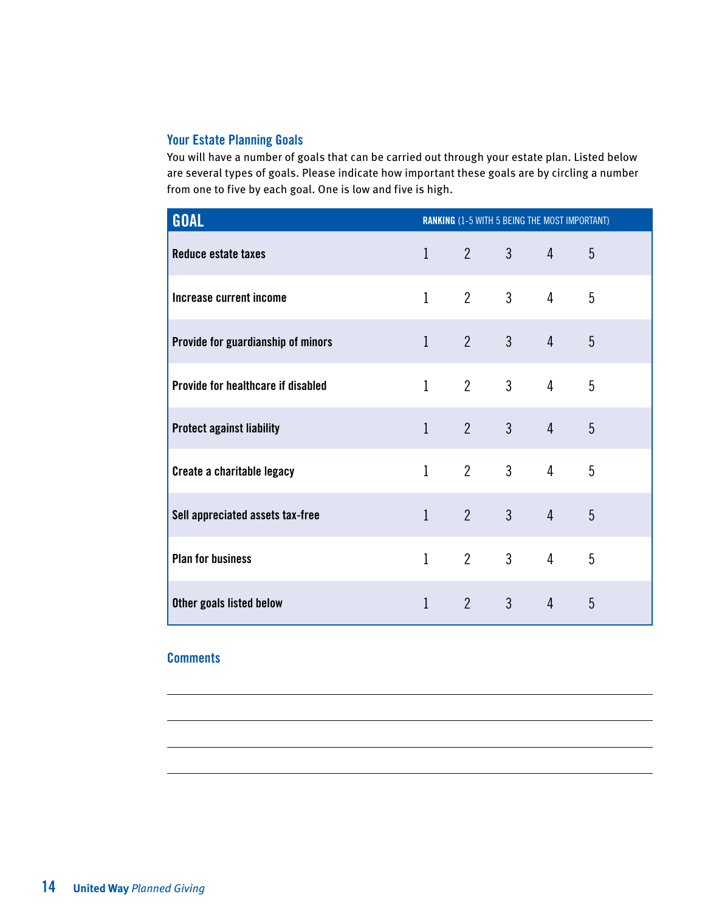## Your Estate Planning Goals

You will have a number of goals that can be carried out through your estate plan. Listed below are several types of goals. Please indicate how important these goals are by circling a number from one to five by each goal. One is low and five is high.

| GOAL | RANKING (1-5 WITH 5 BEING THE MOST IMPORTANT) | | | | |
|---|---|---|---|---|---|
| Reduce estate taxes | 1 | 2 | 3 | 4 | 5 |
| Increase current income | 1 | 2 | 3 | 4 | 5 |
| Provide for guardianship of minors | 1 | 2 | 3 | 4 | 5 |
| Provide for healthcare if disabled | 1 | 2 | 3 | 4 | 5 |
| Protect against liability | 1 | 2 | 3 | 4 | 5 |
| Create a charitable legacy | 1 | 2 | 3 | 4 | 5 |
| Sell appreciated assets tax-free | 1 | 2 | 3 | 4 | 5 |
| Plan for business | 1 | 2 | 3 | 4 | 5 |
| Other goals listed below | 1 | 2 | 3 | 4 | 5 |

## Comments

___

___

___

___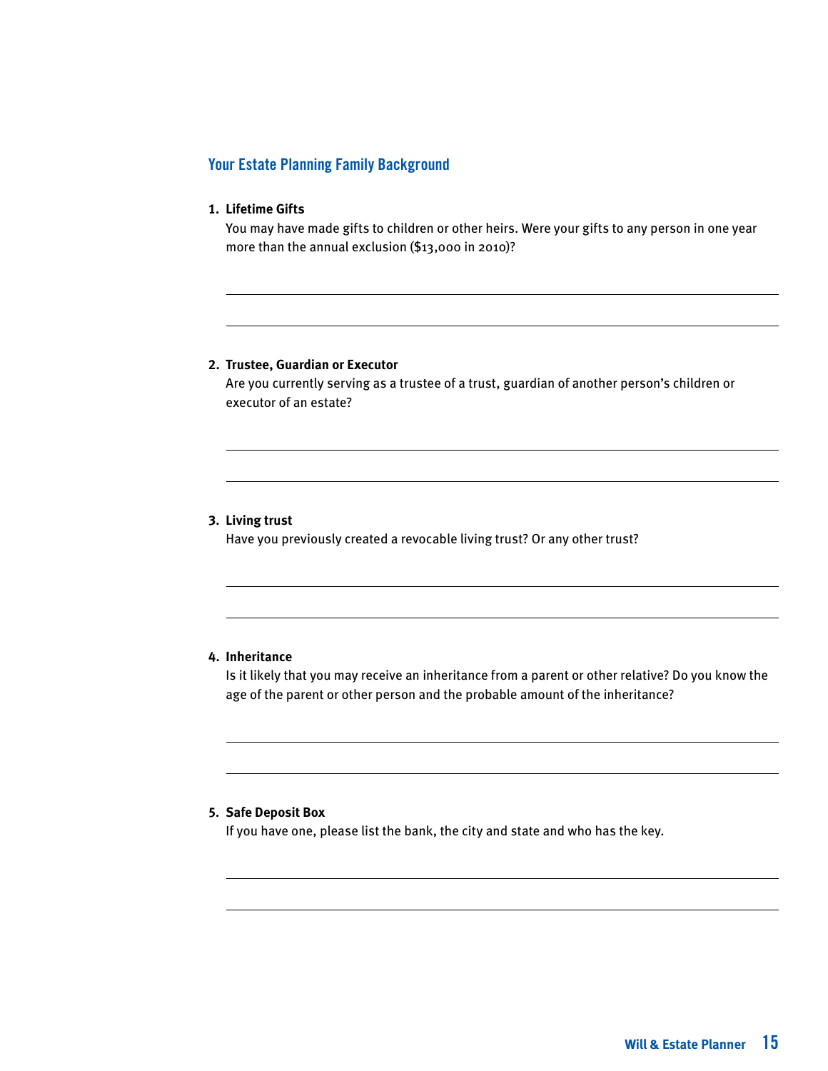## Your Estate Planning Family Background

1. **Lifetime Gifts**
   You may have made gifts to children or other heirs. Were your gifts to any person in one year more than the annual exclusion ($13,000 in 2010)?

2. **Trustee, Guardian or Executor**
   Are you currently serving as a trustee of a trust, guardian of another person's children or executor of an estate?

3. **Living trust**
   Have you previously created a revocable living trust? Or any other trust?

4. **Inheritance**
   Is it likely that you may receive an inheritance from a parent or other relative? Do you know the age of the parent or other person and the probable amount of the inheritance?

5. **Safe Deposit Box**
   If you have one, please list the bank, the city and state and who has the key.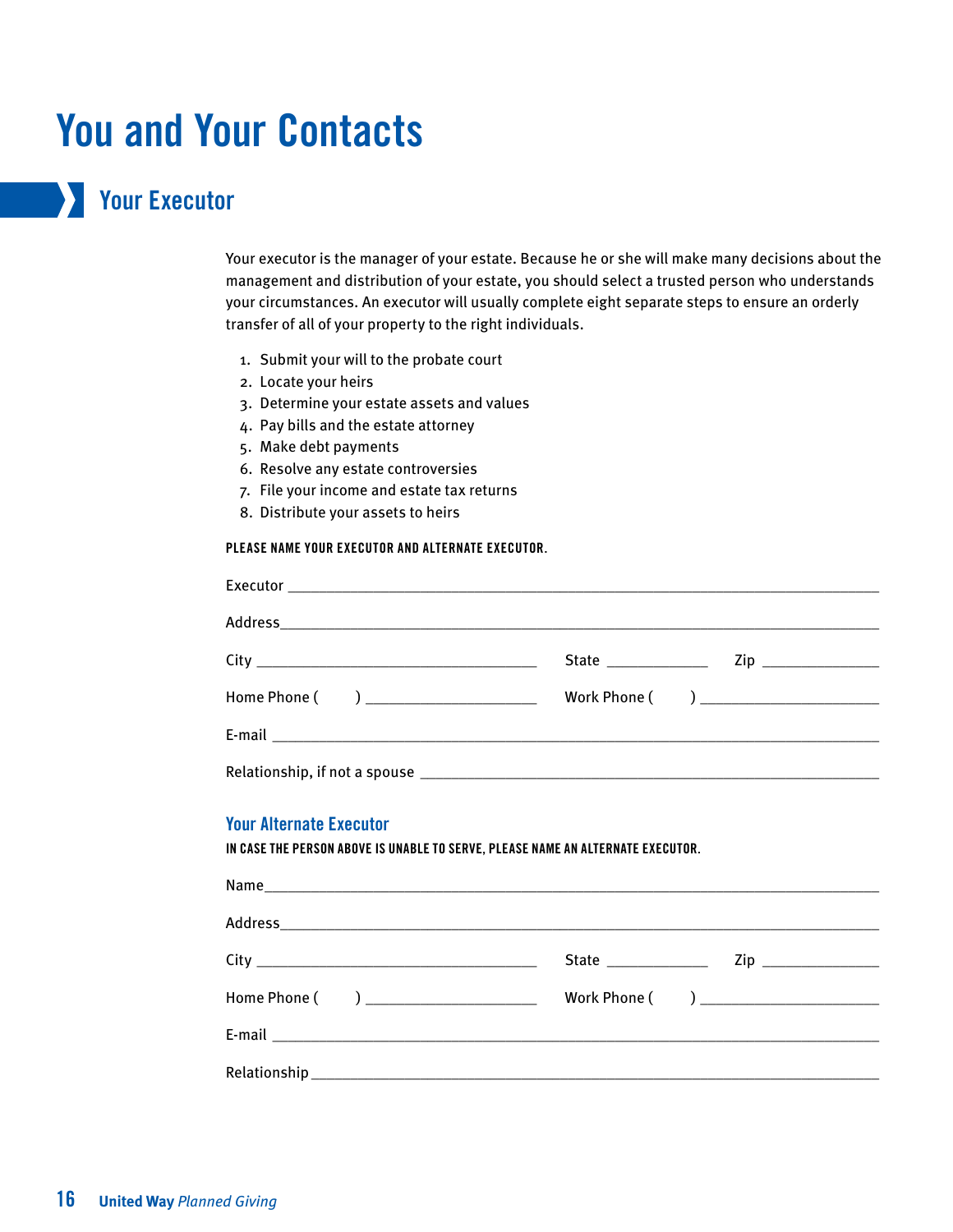# You and Your Contacts

## Your Executor

Your executor is the manager of your estate. Because he or she will make many decisions about the management and distribution of your estate, you should select a trusted person who understands your circumstances. An executor will usually complete eight separate steps to ensure an orderly transfer of all of your property to the right individuals.

1. Submit your will to the probate court
2. Locate your heirs
3. Determine your estate assets and values
4. Pay bills and the estate attorney
5. Make debt payments
6. Resolve any estate controversies
7. File your income and estate tax returns
8. Distribute your assets to heirs

**PLEASE NAME YOUR EXECUTOR AND ALTERNATE EXECUTOR.**

Executor ___________________________________________

Address___________________________________________

City _______________________ State __________ Zip ____________

Home Phone ( ) ________________ Work Phone ( ) ________________

E-mail ___________________________________________

Relationship, if not a spouse ______________________________

### Your Alternate Executor

**IN CASE THE PERSON ABOVE IS UNABLE TO SERVE, PLEASE NAME AN ALTERNATE EXECUTOR.**

Name___________________________________________

Address___________________________________________

City _______________________ State __________ Zip ____________

Home Phone ( ) ________________ Work Phone ( ) ________________

E-mail ___________________________________________

Relationship___________________________________________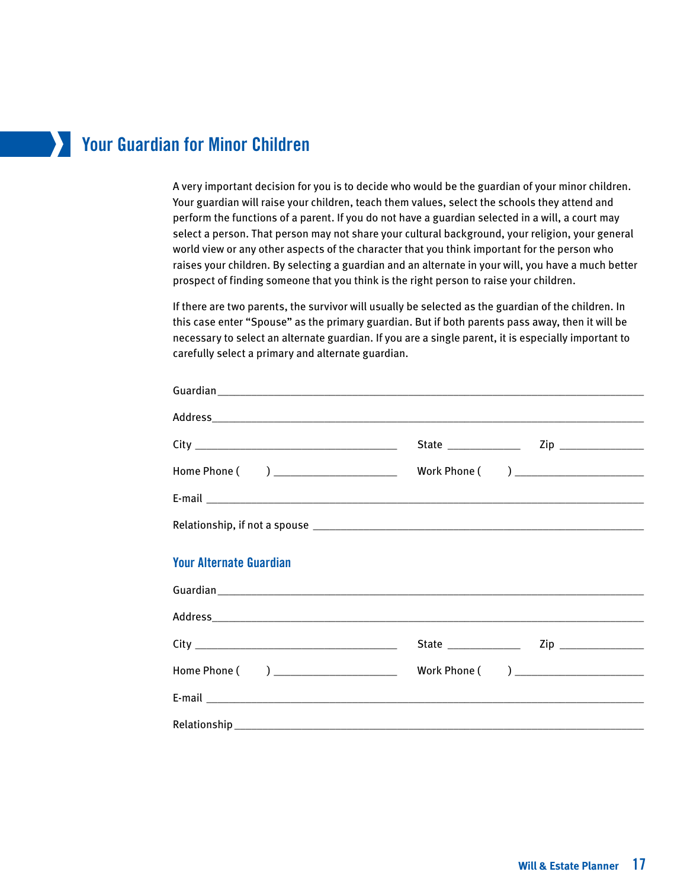## Your Guardian for Minor Children

A very important decision for you is to decide who would be the guardian of your minor children. Your guardian will raise your children, teach them values, select the schools they attend and perform the functions of a parent. If you do not have a guardian selected in a will, a court may select a person. That person may not share your cultural background, your religion, your general world view or any other aspects of the character that you think important for the person who raises your children. By selecting a guardian and an alternate in your will, you have a much better prospect of finding someone that you think is the right person to raise your children.

If there are two parents, the survivor will usually be selected as the guardian of the children. In this case enter "Spouse" as the primary guardian. But if both parents pass away, then it will be necessary to select an alternate guardian. If you are a single parent, it is especially important to carefully select a primary and alternate guardian.

Guardian ______________________________________________

Address ______________________________________________

City ______________________ State __________ Zip __________

Home Phone (      ) ________________ Work Phone (      ) ________________

E-mail ______________________________________________

Relationship, if not a spouse ______________________________

### Your Alternate Guardian

Guardian ______________________________________________

Address ______________________________________________

City ______________________ State __________ Zip __________

Home Phone (      ) ________________ Work Phone (      ) ________________

E-mail ______________________________________________

Relationship ______________________________________________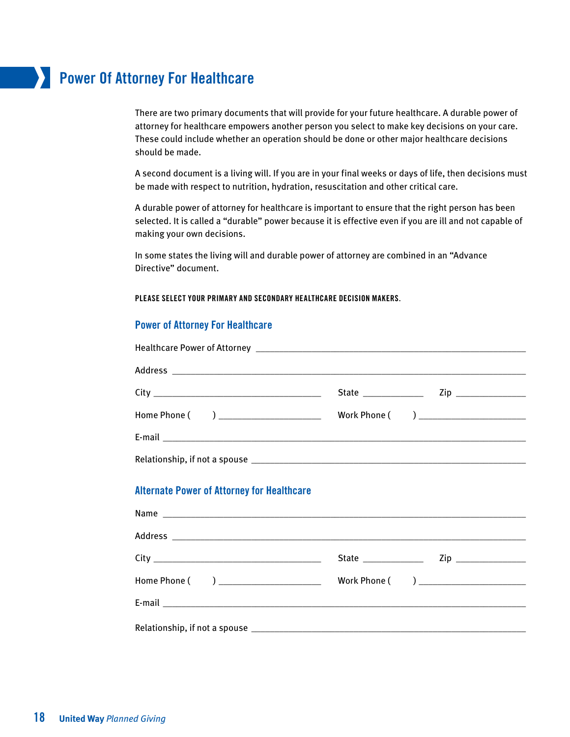# Power Of Attorney For Healthcare

There are two primary documents that will provide for your future healthcare. A durable power of attorney for healthcare empowers another person you select to make key decisions on your care. These could include whether an operation should be done or other major healthcare decisions should be made.

A second document is a living will. If you are in your final weeks or days of life, then decisions must be made with respect to nutrition, hydration, resuscitation and other critical care.

A durable power of attorney for healthcare is important to ensure that the right person has been selected. It is called a "durable" power because it is effective even if you are ill and not capable of making your own decisions.

In some states the living will and durable power of attorney are combined in an "Advance Directive" document.

**PLEASE SELECT YOUR PRIMARY AND SECONDARY HEALTHCARE DECISION MAKERS.**

## Power of Attorney For Healthcare

Healthcare Power of Attorney ______________________________________________

Address ______________________________________________

City ______________________ State __________ Zip ____________

Home Phone (     ) ________________ Work Phone (     ) ________________

E-mail ______________________________________________

Relationship, if not a spouse ______________________________________________

## Alternate Power of Attorney for Healthcare

Name ______________________________________________

Address ______________________________________________

City ______________________ State __________ Zip ____________

Home Phone (     ) ________________ Work Phone (     ) ________________

E-mail ______________________________________________

Relationship, if not a spouse ______________________________________________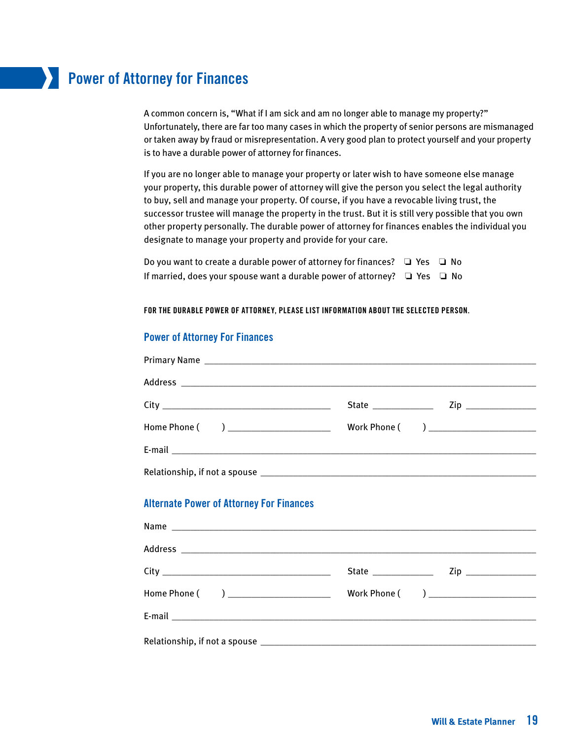# Power of Attorney for Finances

A common concern is, "What if I am sick and am no longer able to manage my property?" Unfortunately, there are far too many cases in which the property of senior persons are mismanaged or taken away by fraud or misrepresentation. A very good plan to protect yourself and your property is to have a durable power of attorney for finances.

If you are no longer able to manage your property or later wish to have someone else manage your property, this durable power of attorney will give the person you select the legal authority to buy, sell and manage your property. Of course, if you have a revocable living trust, the successor trustee will manage the property in the trust. But it is still very possible that you own other property personally. The durable power of attorney for finances enables the individual you designate to manage your property and provide for your care.

Do you want to create a durable power of attorney for finances? ❑ Yes ❑ No

If married, does your spouse want a durable power of attorney? ❑ Yes ❑ No

**FOR THE DURABLE POWER OF ATTORNEY, PLEASE LIST INFORMATION ABOUT THE SELECTED PERSON.**

## Power of Attorney For Finances

Primary Name ______________________________

Address ______________________________

City ____________________ State __________ Zip __________

Home Phone ( ) ____________________ Work Phone ( ) ____________________

E-mail ______________________________

Relationship, if not a spouse ______________________________

## Alternate Power of Attorney For Finances

Name ______________________________

Address ______________________________

City ____________________ State __________ Zip __________

Home Phone ( ) ____________________ Work Phone ( ) ____________________

E-mail ______________________________

Relationship, if not a spouse ______________________________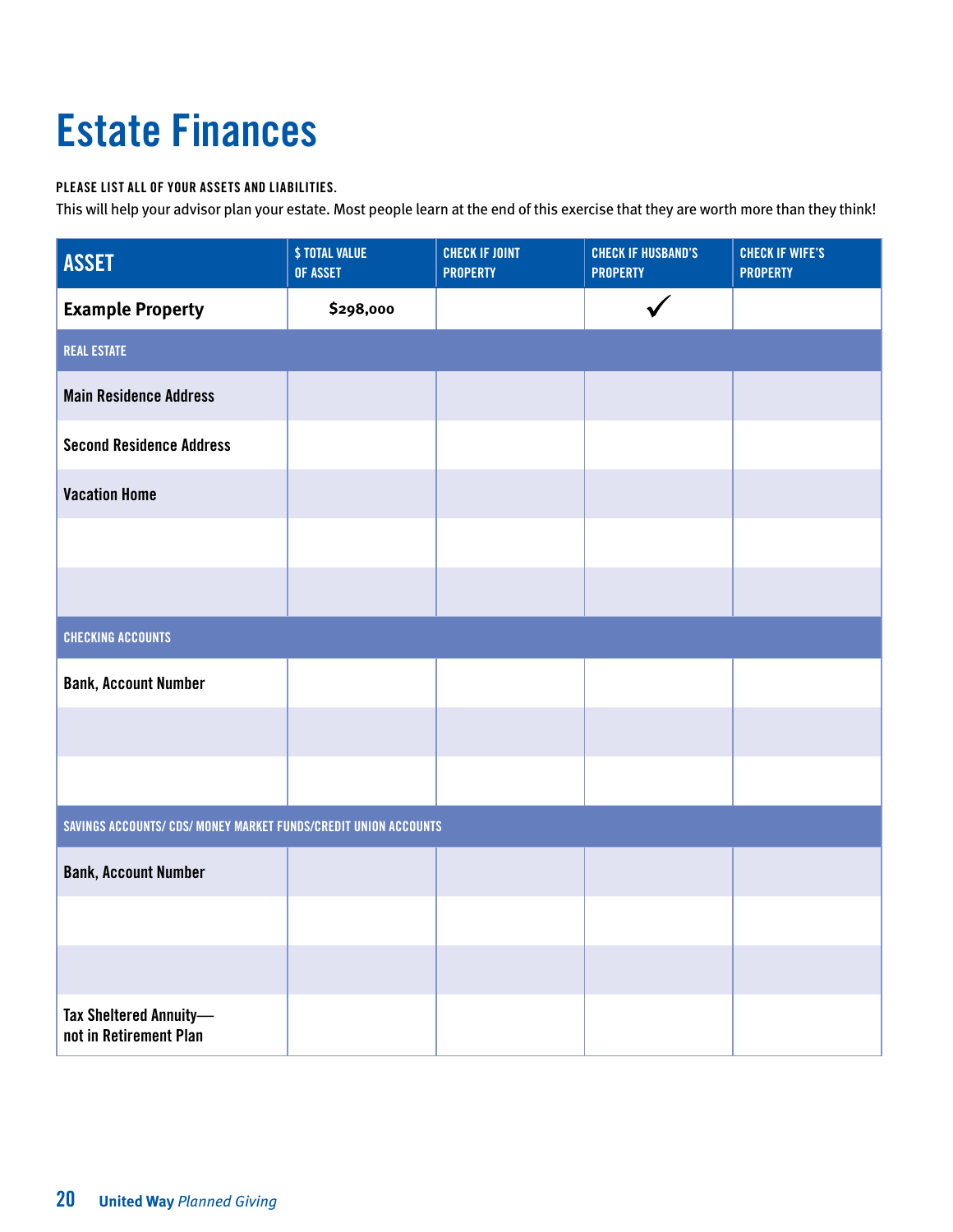# Estate Finances

**PLEASE LIST ALL OF YOUR ASSETS AND LIABILITIES.**

This will help your advisor plan your estate. Most people learn at the end of this exercise that they are worth more than they think!

| ASSET | $ TOTAL VALUE OF ASSET | CHECK IF JOINT PROPERTY | CHECK IF HUSBAND'S PROPERTY | CHECK IF WIFE'S PROPERTY |
|---|---|---|---|---|
| **Example Property** | **$298,000** | | ✓ | |
| **REAL ESTATE** | | | | |
| Main Residence Address | | | | |
| Second Residence Address | | | | |
| Vacation Home | | | | |
| | | | | |
| | | | | |
| **CHECKING ACCOUNTS** | | | | |
| Bank, Account Number | | | | |
| | | | | |
| | | | | |
| **SAVINGS ACCOUNTS/ CDS/ MONEY MARKET FUNDS/CREDIT UNION ACCOUNTS** | | | | |
| Bank, Account Number | | | | |
| | | | | |
| | | | | |
| Tax Sheltered Annuity—not in Retirement Plan | | | | |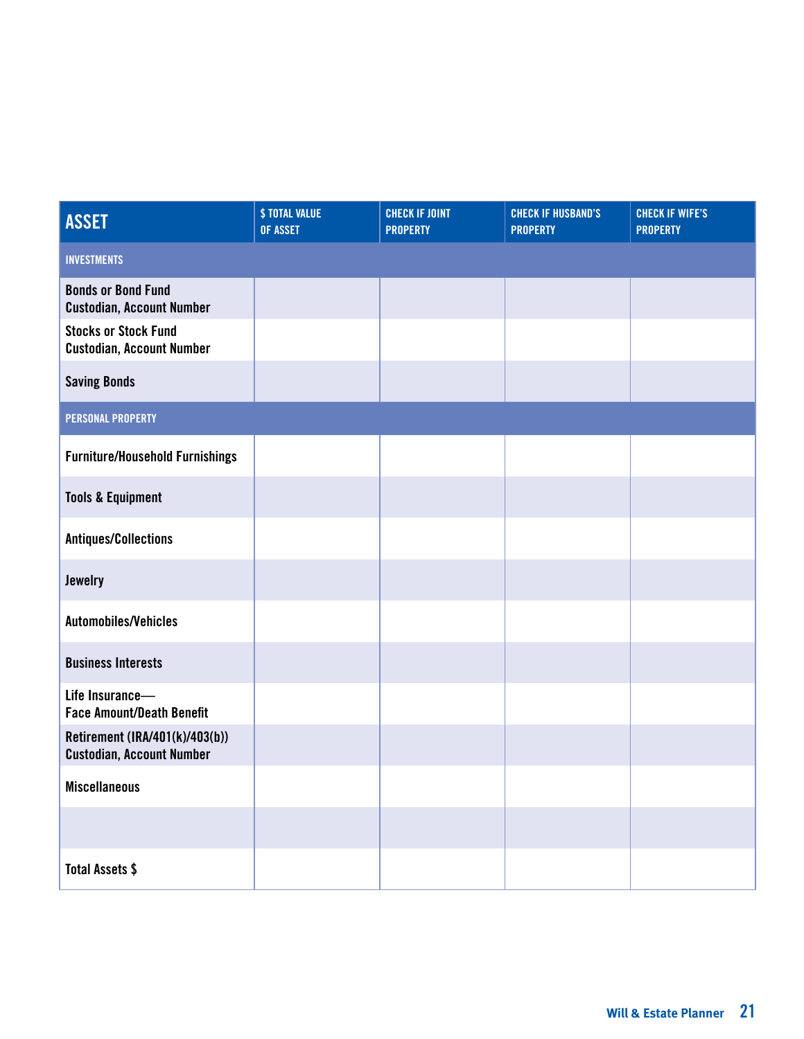| ASSET | $ TOTAL VALUE OF ASSET | CHECK IF JOINT PROPERTY | CHECK IF HUSBAND'S PROPERTY | CHECK IF WIFE'S PROPERTY |
|---|---|---|---|---|
| **INVESTMENTS** | | | | |
| Bonds or Bond Fund Custodian, Account Number | | | | |
| Stocks or Stock Fund Custodian, Account Number | | | | |
| Saving Bonds | | | | |
| **PERSONAL PROPERTY** | | | | |
| Furniture/Household Furnishings | | | | |
| Tools & Equipment | | | | |
| Antiques/Collections | | | | |
| Jewelry | | | | |
| Automobiles/Vehicles | | | | |
| Business Interests | | | | |
| Life Insurance— Face Amount/Death Benefit | | | | |
| Retirement (IRA/401(k)/403(b)) Custodian, Account Number | | | | |
| Miscellaneous | | | | |
| | | | | |
| Total Assets $ | | | | |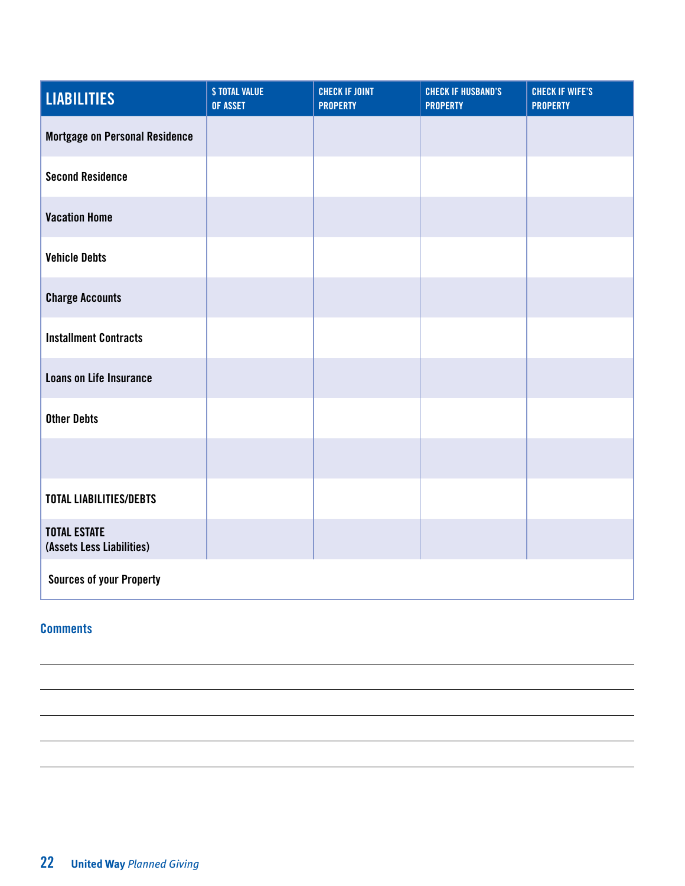| LIABILITIES | $ TOTAL VALUE OF ASSET | CHECK IF JOINT PROPERTY | CHECK IF HUSBAND'S PROPERTY | CHECK IF WIFE'S PROPERTY |
|---|---|---|---|---|
| Mortgage on Personal Residence | | | | |
| Second Residence | | | | |
| Vacation Home | | | | |
| Vehicle Debts | | | | |
| Charge Accounts | | | | |
| Installment Contracts | | | | |
| Loans on Life Insurance | | | | |
| Other Debts | | | | |
| | | | | |
| TOTAL LIABILITIES/DEBTS | | | | |
| TOTAL ESTATE (Assets Less Liabilities) | | | | |
| Sources of your Property | | | | |

## Comments

_______________________________________________

_______________________________________________

_______________________________________________

_______________________________________________

_______________________________________________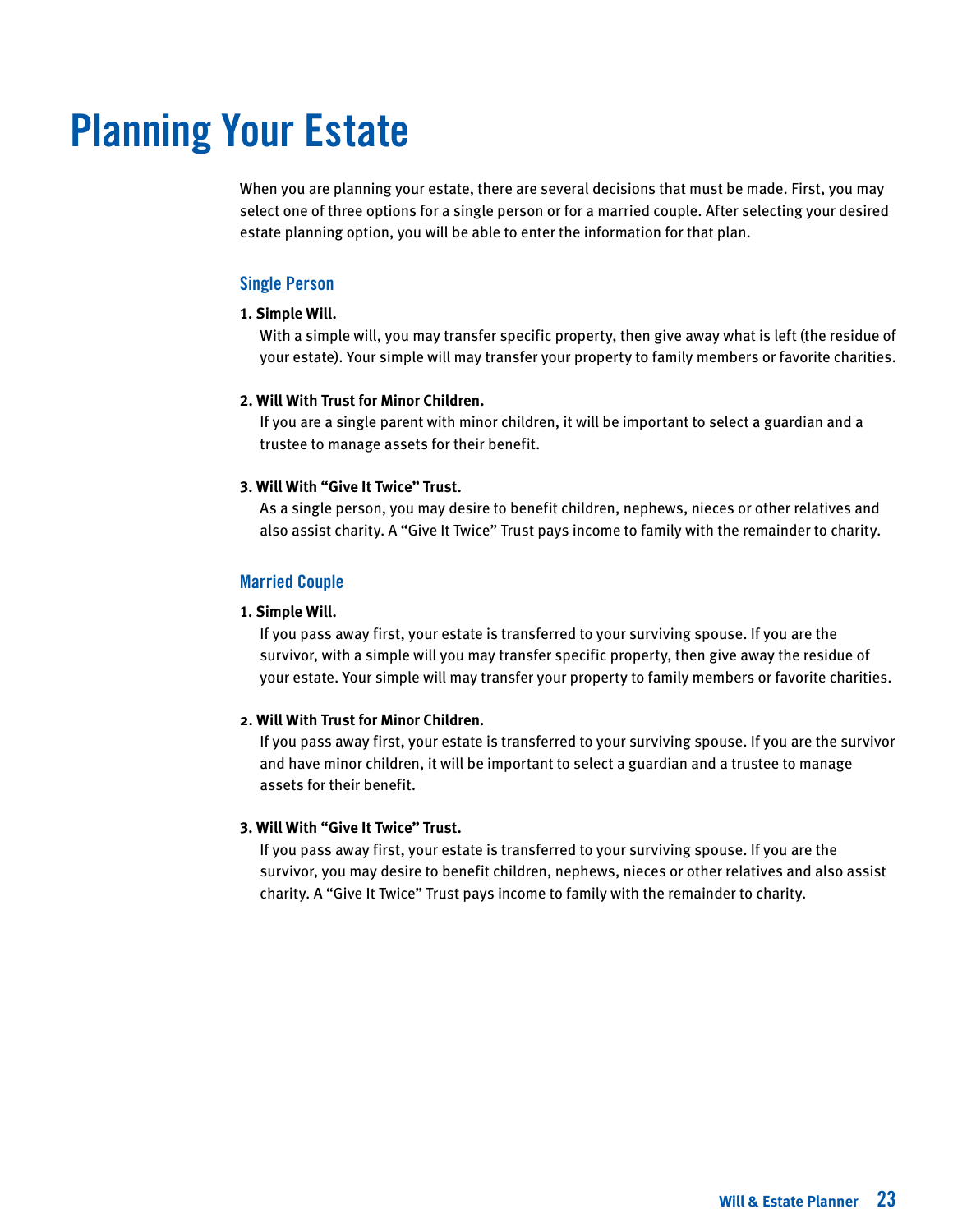# Planning Your Estate

When you are planning your estate, there are several decisions that must be made. First, you may select one of three options for a single person or for a married couple. After selecting your desired estate planning option, you will be able to enter the information for that plan.

## Single Person

**1. Simple Will.**

With a simple will, you may transfer specific property, then give away what is left (the residue of your estate). Your simple will may transfer your property to family members or favorite charities.

**2. Will With Trust for Minor Children.**

If you are a single parent with minor children, it will be important to select a guardian and a trustee to manage assets for their benefit.

**3. Will With "Give It Twice" Trust.**

As a single person, you may desire to benefit children, nephews, nieces or other relatives and also assist charity. A "Give It Twice" Trust pays income to family with the remainder to charity.

## Married Couple

**1. Simple Will.**

If you pass away first, your estate is transferred to your surviving spouse. If you are the survivor, with a simple will you may transfer specific property, then give away the residue of your estate. Your simple will may transfer your property to family members or favorite charities.

**2. Will With Trust for Minor Children.**

If you pass away first, your estate is transferred to your surviving spouse. If you are the survivor and have minor children, it will be important to select a guardian and a trustee to manage assets for their benefit.

**3. Will With "Give It Twice" Trust.**

If you pass away first, your estate is transferred to your surviving spouse. If you are the survivor, you may desire to benefit children, nephews, nieces or other relatives and also assist charity. A "Give It Twice" Trust pays income to family with the remainder to charity.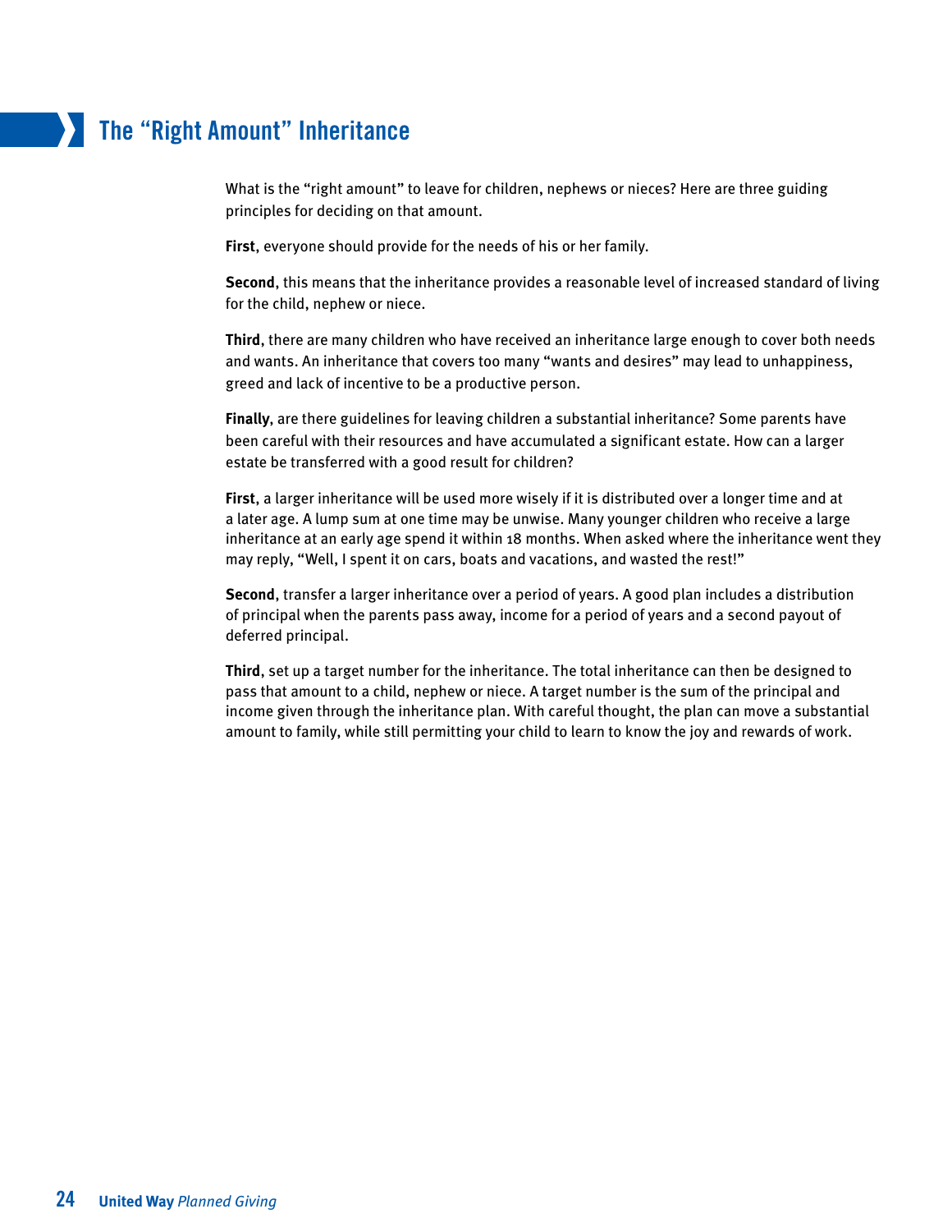# The "Right Amount" Inheritance

What is the "right amount" to leave for children, nephews or nieces? Here are three guiding principles for deciding on that amount.

**First**, everyone should provide for the needs of his or her family.

**Second**, this means that the inheritance provides a reasonable level of increased standard of living for the child, nephew or niece.

**Third**, there are many children who have received an inheritance large enough to cover both needs and wants. An inheritance that covers too many "wants and desires" may lead to unhappiness, greed and lack of incentive to be a productive person.

**Finally**, are there guidelines for leaving children a substantial inheritance? Some parents have been careful with their resources and have accumulated a significant estate. How can a larger estate be transferred with a good result for children?

**First**, a larger inheritance will be used more wisely if it is distributed over a longer time and at a later age. A lump sum at one time may be unwise. Many younger children who receive a large inheritance at an early age spend it within 18 months. When asked where the inheritance went they may reply, "Well, I spent it on cars, boats and vacations, and wasted the rest!"

**Second**, transfer a larger inheritance over a period of years. A good plan includes a distribution of principal when the parents pass away, income for a period of years and a second payout of deferred principal.

**Third**, set up a target number for the inheritance. The total inheritance can then be designed to pass that amount to a child, nephew or niece. A target number is the sum of the principal and income given through the inheritance plan. With careful thought, the plan can move a substantial amount to family, while still permitting your child to learn to know the joy and rewards of work.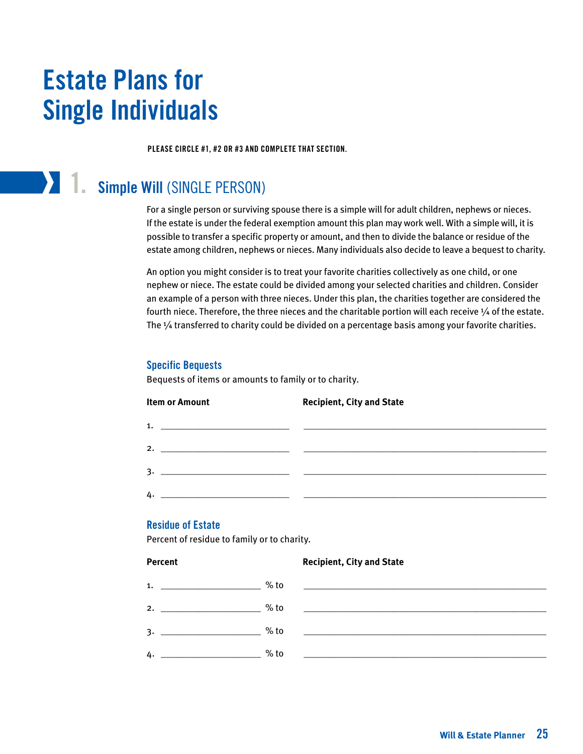# Estate Plans for Single Individuals

**PLEASE CIRCLE #1, #2 OR #3 AND COMPLETE THAT SECTION.**

## 1. Simple Will (SINGLE PERSON)

For a single person or surviving spouse there is a simple will for adult children, nephews or nieces. If the estate is under the federal exemption amount this plan may work well. With a simple will, it is possible to transfer a specific property or amount, and then to divide the balance or residue of the estate among children, nephews or nieces. Many individuals also decide to leave a bequest to charity.

An option you might consider is to treat your favorite charities collectively as one child, or one nephew or niece. The estate could be divided among your selected charities and children. Consider an example of a person with three nieces. Under this plan, the charities together are considered the fourth niece. Therefore, the three nieces and the charitable portion will each receive ¼ of the estate. The ¼ transferred to charity could be divided on a percentage basis among your favorite charities.

### Specific Bequests

Bequests of items or amounts to family or to charity.

| Item or Amount | Recipient, City and State |
|---|---|
| 1. ____________________ | ____________________ |
| 2. ____________________ | ____________________ |
| 3. ____________________ | ____________________ |
| 4. ____________________ | ____________________ |

### Residue of Estate

Percent of residue to family or to charity.

| Percent | Recipient, City and State |
|---|---|
| 1. ____________ % to | ____________________ |
| 2. ____________ % to | ____________________ |
| 3. ____________ % to | ____________________ |
| 4. ____________ % to | ____________________ |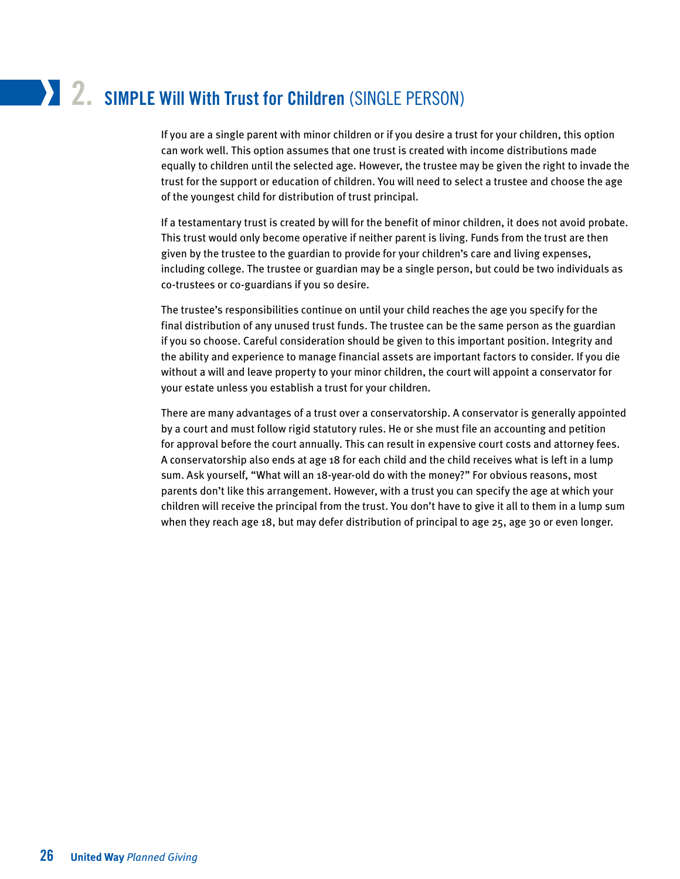## 2. SIMPLE Will With Trust for Children (SINGLE PERSON)

If you are a single parent with minor children or if you desire a trust for your children, this option can work well. This option assumes that one trust is created with income distributions made equally to children until the selected age. However, the trustee may be given the right to invade the trust for the support or education of children. You will need to select a trustee and choose the age of the youngest child for distribution of trust principal.

If a testamentary trust is created by will for the benefit of minor children, it does not avoid probate. This trust would only become operative if neither parent is living. Funds from the trust are then given by the trustee to the guardian to provide for your children's care and living expenses, including college. The trustee or guardian may be a single person, but could be two individuals as co-trustees or co-guardians if you so desire.

The trustee's responsibilities continue on until your child reaches the age you specify for the final distribution of any unused trust funds. The trustee can be the same person as the guardian if you so choose. Careful consideration should be given to this important position. Integrity and the ability and experience to manage financial assets are important factors to consider. If you die without a will and leave property to your minor children, the court will appoint a conservator for your estate unless you establish a trust for your children.

There are many advantages of a trust over a conservatorship. A conservator is generally appointed by a court and must follow rigid statutory rules. He or she must file an accounting and petition for approval before the court annually. This can result in expensive court costs and attorney fees. A conservatorship also ends at age 18 for each child and the child receives what is left in a lump sum. Ask yourself, "What will an 18-year-old do with the money?" For obvious reasons, most parents don't like this arrangement. However, with a trust you can specify the age at which your children will receive the principal from the trust. You don't have to give it all to them in a lump sum when they reach age 18, but may defer distribution of principal to age 25, age 30 or even longer.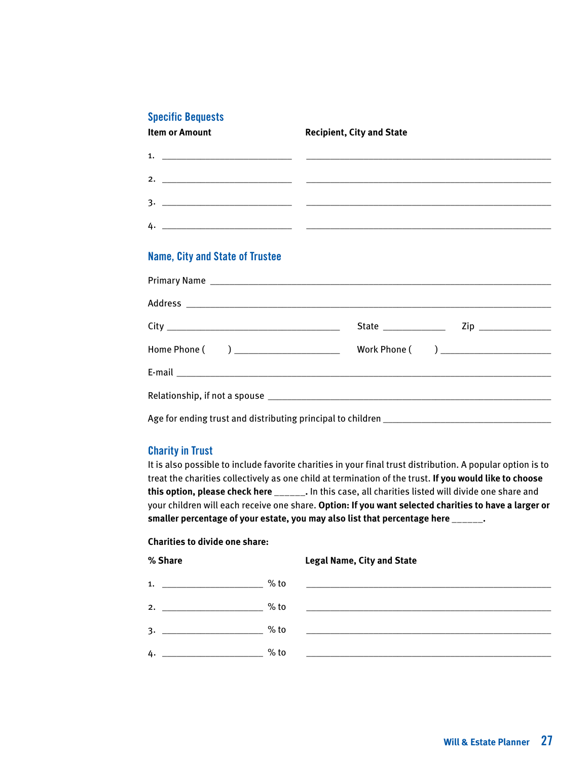## Specific Bequests

| Item or Amount | Recipient, City and State |
|---|---|
| 1. ______________________ | ________________________________________ |
| 2. ______________________ | ________________________________________ |
| 3. ______________________ | ________________________________________ |
| 4. ______________________ | ________________________________________ |

## Name, City and State of Trustee

Primary Name ____________________________________________________________

Address ________________________________________________________________

City ______________________________ State ___________ Zip _____________

Home Phone (     ) __________________ Work Phone (     ) ___________________

E-mail _________________________________________________________________

Relationship, if not a spouse ____________________________________________

Age for ending trust and distributing principal to children ____________________________

## Charity in Trust

It is also possible to include favorite charities in your final trust distribution. A popular option is to treat the charities collectively as one child at termination of the trust. **If you would like to choose this option, please check here ______.** In this case, all charities listed will divide one share and your children will each receive one share. **Option: If you want selected charities to have a larger or smaller percentage of your estate, you may also list that percentage here ______.**

**Charities to divide one share:**

| % Share | | Legal Name, City and State |
|---|---|---|
| 1. __________________ | % to | ________________________________________ |
| 2. __________________ | % to | ________________________________________ |
| 3. __________________ | % to | ________________________________________ |
| 4. __________________ | % to | ________________________________________ |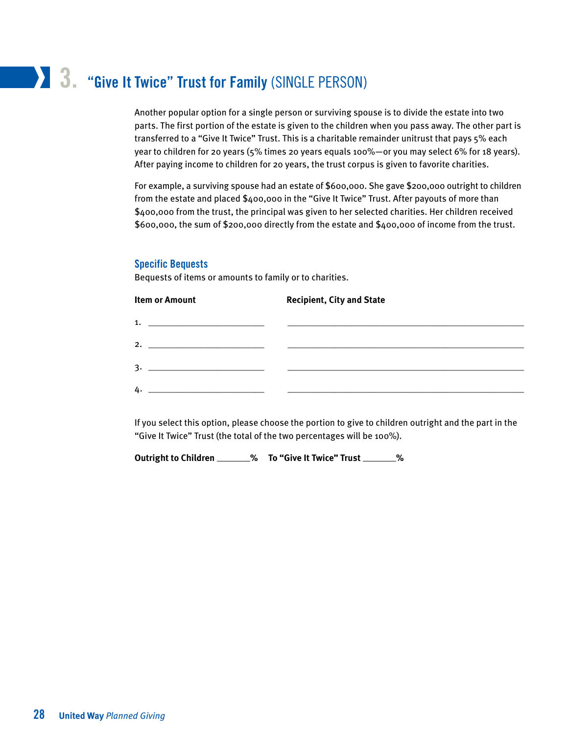# 3. "Give It Twice" Trust for Family (SINGLE PERSON)

Another popular option for a single person or surviving spouse is to divide the estate into two parts. The first portion of the estate is given to the children when you pass away. The other part is transferred to a "Give It Twice" Trust. This is a charitable remainder unitrust that pays 5% each year to children for 20 years (5% times 20 years equals 100%—or you may select 6% for 18 years). After paying income to children for 20 years, the trust corpus is given to favorite charities.

For example, a surviving spouse had an estate of $600,000. She gave $200,000 outright to children from the estate and placed $400,000 in the "Give It Twice" Trust. After payouts of more than $400,000 from the trust, the principal was given to her selected charities. Her children received $600,000, the sum of $200,000 directly from the estate and $400,000 of income from the trust.

## Specific Bequests

Bequests of items or amounts to family or to charities.

| Item or Amount | Recipient, City and State |
|---|---|
| 1. ______________________ | ______________________________________________ |
| 2. ______________________ | ______________________________________________ |
| 3. ______________________ | ______________________________________________ |
| 4. ______________________ | ______________________________________________ |

If you select this option, please choose the portion to give to children outright and the part in the "Give It Twice" Trust (the total of the two percentages will be 100%).

**Outright to Children _______%** **To "Give It Twice" Trust _______%**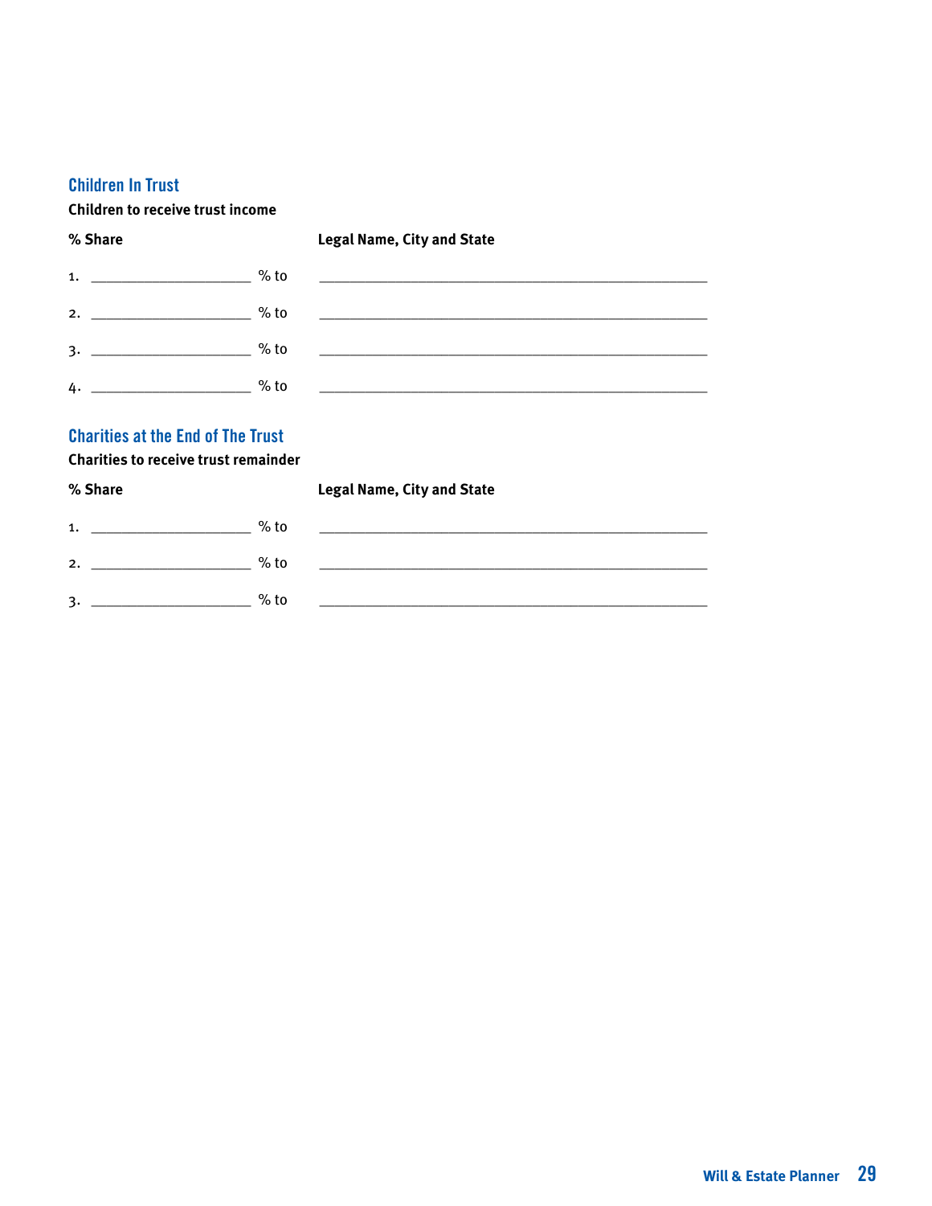## Children In Trust

**Children to receive trust income**

| % Share | | Legal Name, City and State |
|---|---|---|
| 1. ____________________ | % to | ______________________________________________ |
| 2. ____________________ | % to | ______________________________________________ |
| 3. ____________________ | % to | ______________________________________________ |
| 4. ____________________ | % to | ______________________________________________ |

## Charities at the End of The Trust

**Charities to receive trust remainder**

| % Share | | Legal Name, City and State |
|---|---|---|
| 1. ____________________ | % to | ______________________________________________ |
| 2. ____________________ | % to | ______________________________________________ |
| 3. ____________________ | % to | ______________________________________________ |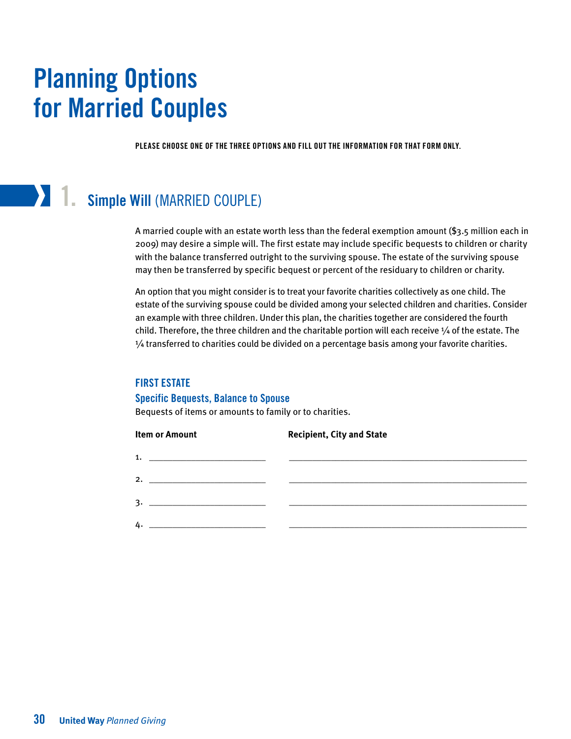# Planning Options for Married Couples

**PLEASE CHOOSE ONE OF THE THREE OPTIONS AND FILL OUT THE INFORMATION FOR THAT FORM ONLY.**

## 1. Simple Will (MARRIED COUPLE)

A married couple with an estate worth less than the federal exemption amount ($3.5 million each in 2009) may desire a simple will. The first estate may include specific bequests to children or charity with the balance transferred outright to the surviving spouse. The estate of the surviving spouse may then be transferred by specific bequest or percent of the residuary to children or charity.

An option that you might consider is to treat your favorite charities collectively as one child. The estate of the surviving spouse could be divided among your selected children and charities. Consider an example with three children. Under this plan, the charities together are considered the fourth child. Therefore, the three children and the charitable portion will each receive ¼ of the estate. The ¼ transferred to charities could be divided on a percentage basis among your favorite charities.

### FIRST ESTATE

#### Specific Bequests, Balance to Spouse

Bequests of items or amounts to family or to charities.

| Item or Amount | Recipient, City and State |
|---|---|
| 1. ______________________ | ______________________________________________ |
| 2. ______________________ | ______________________________________________ |
| 3. ______________________ | ______________________________________________ |
| 4. ______________________ | ______________________________________________ |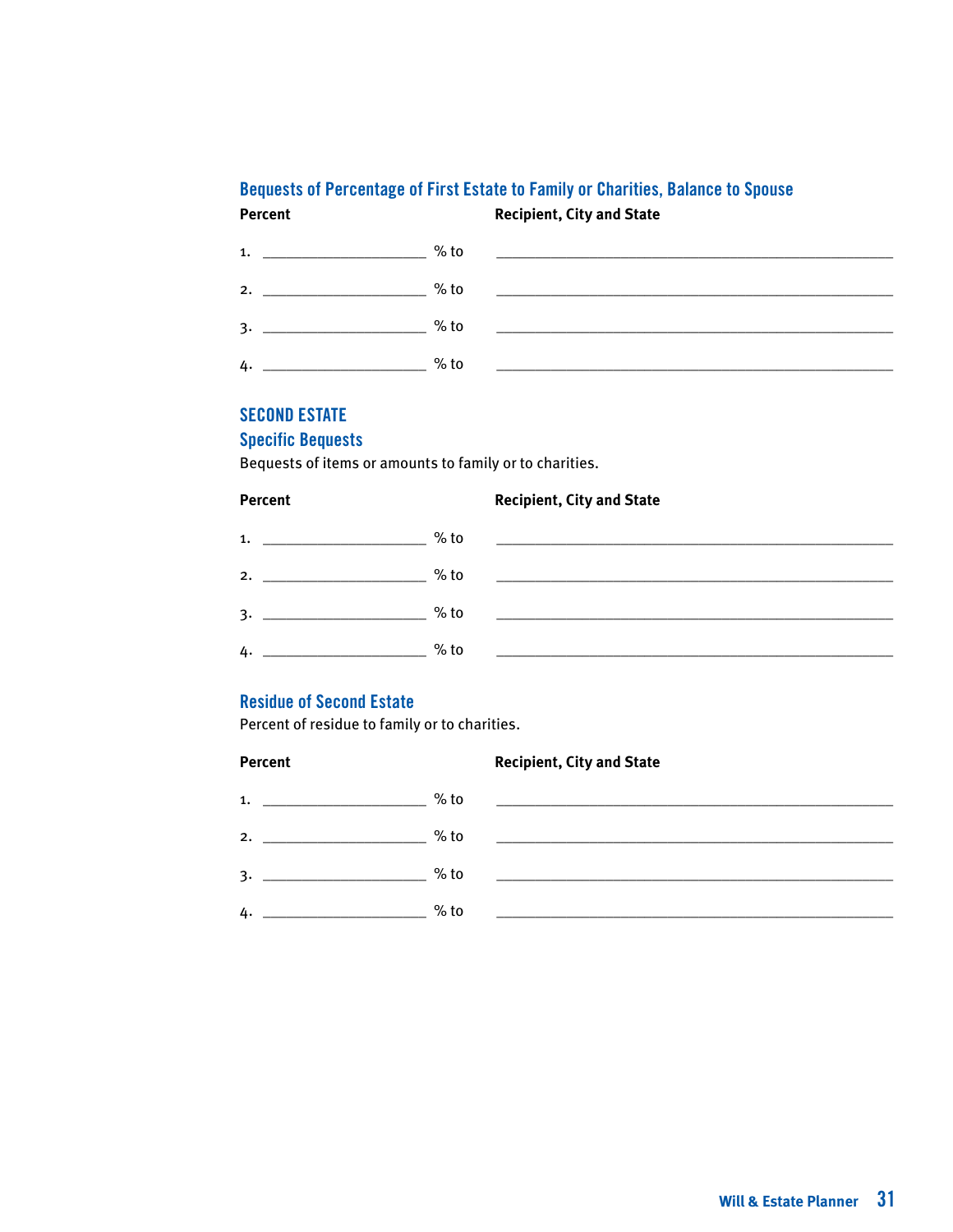### Bequests of Percentage of First Estate to Family or Charities, Balance to Spouse

| Percent | | Recipient, City and State |
|---|---|---|
| 1. ____________________ | % to | ____________________________________________ |
| 2. ____________________ | % to | ____________________________________________ |
| 3. ____________________ | % to | ____________________________________________ |
| 4. ____________________ | % to | ____________________________________________ |

## SECOND ESTATE

### Specific Bequests

Bequests of items or amounts to family or to charities.

| Percent | | Recipient, City and State |
|---|---|---|
| 1. ____________________ | % to | ____________________________________________ |
| 2. ____________________ | % to | ____________________________________________ |
| 3. ____________________ | % to | ____________________________________________ |
| 4. ____________________ | % to | ____________________________________________ |

### Residue of Second Estate

Percent of residue to family or to charities.

| Percent | | Recipient, City and State |
|---|---|---|
| 1. ____________________ | % to | ____________________________________________ |
| 2. ____________________ | % to | ____________________________________________ |
| 3. ____________________ | % to | ____________________________________________ |
| 4. ____________________ | % to | ____________________________________________ |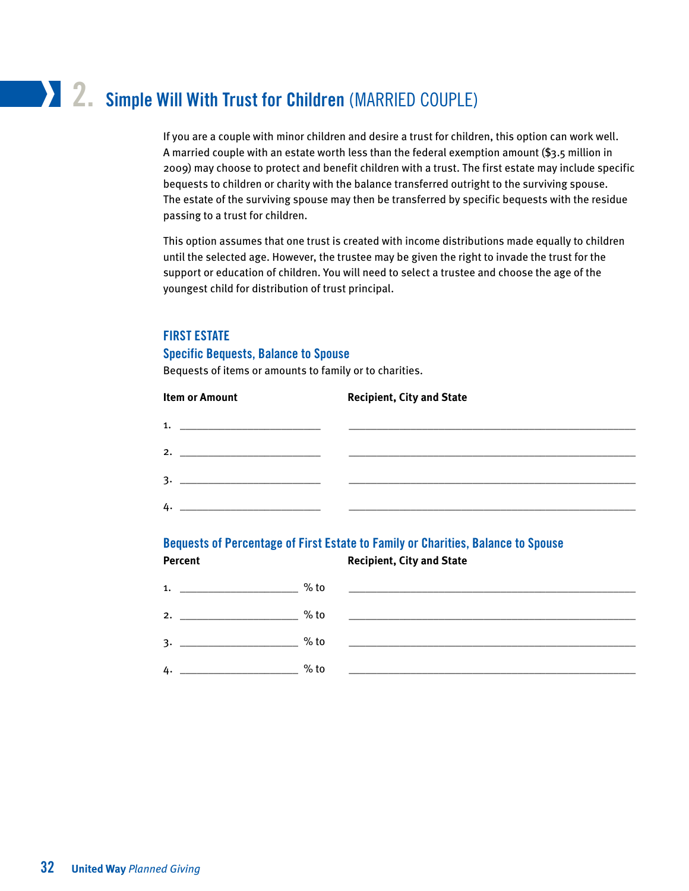## 2. Simple Will With Trust for Children (MARRIED COUPLE)

If you are a couple with minor children and desire a trust for children, this option can work well. A married couple with an estate worth less than the federal exemption amount ($3.5 million in 2009) may choose to protect and benefit children with a trust. The first estate may include specific bequests to children or charity with the balance transferred outright to the surviving spouse. The estate of the surviving spouse may then be transferred by specific bequests with the residue passing to a trust for children.

This option assumes that one trust is created with income distributions made equally to children until the selected age. However, the trustee may be given the right to invade the trust for the support or education of children. You will need to select a trustee and choose the age of the youngest child for distribution of trust principal.

### FIRST ESTATE

### Specific Bequests, Balance to Spouse

Bequests of items or amounts to family or to charities.

| Item or Amount | Recipient, City and State |
|---|---|
| 1. ____________________ | ________________________________ |
| 2. ____________________ | ________________________________ |
| 3. ____________________ | ________________________________ |
| 4. ____________________ | ________________________________ |

### Bequests of Percentage of First Estate to Family or Charities, Balance to Spouse

| Percent | Recipient, City and State |
|---|---|
| 1. ________________ % to | ________________________________ |
| 2. ________________ % to | ________________________________ |
| 3. ________________ % to | ________________________________ |
| 4. ________________ % to | ________________________________ |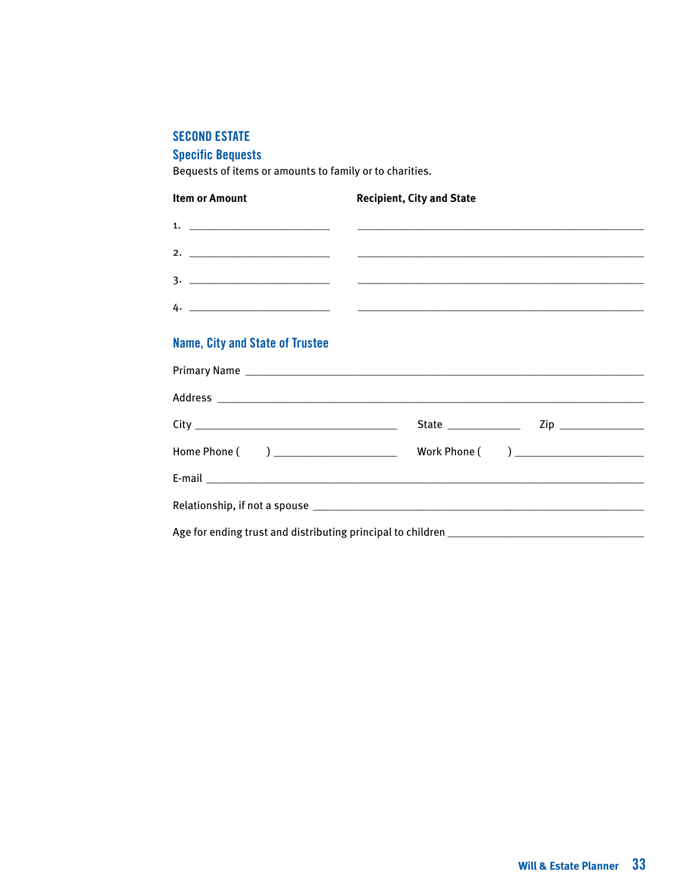## SECOND ESTATE

### Specific Bequests

Bequests of items or amounts to family or to charities.

| Item or Amount | Recipient, City and State |
|---|---|
| 1. ______________________ | ______________________________________________ |
| 2. ______________________ | ______________________________________________ |
| 3. ______________________ | ______________________________________________ |
| 4. ______________________ | ______________________________________________ |

### Name, City and State of Trustee

Primary Name ______________________________________________________________

Address ___________________________________________________________________

City ________________________________ State ____________ Zip ______________

Home Phone (     ) _____________________ Work Phone (     ) _____________________

E-mail ____________________________________________________________________

Relationship, if not a spouse _______________________________________________

Age for ending trust and distributing principal to children ________________________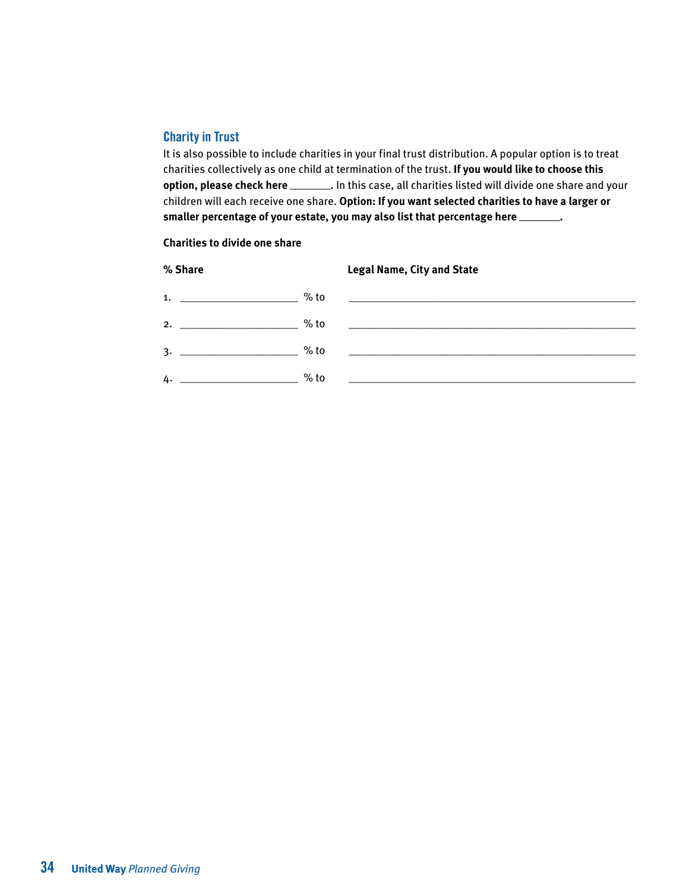## Charity in Trust

It is also possible to include charities in your final trust distribution. A popular option is to treat charities collectively as one child at termination of the trust. **If you would like to choose this option, please check here _______.** In this case, all charities listed will divide one share and your children will each receive one share. **Option: If you want selected charities to have a larger or smaller percentage of your estate, you may also list that percentage here _______.**

**Charities to divide one share**

| % Share | | Legal Name, City and State |
|---|---|---|
| 1. ____________________ | % to | ________________________________________________ |
| 2. ____________________ | % to | ________________________________________________ |
| 3. ____________________ | % to | ________________________________________________ |
| 4. ____________________ | % to | ________________________________________________ |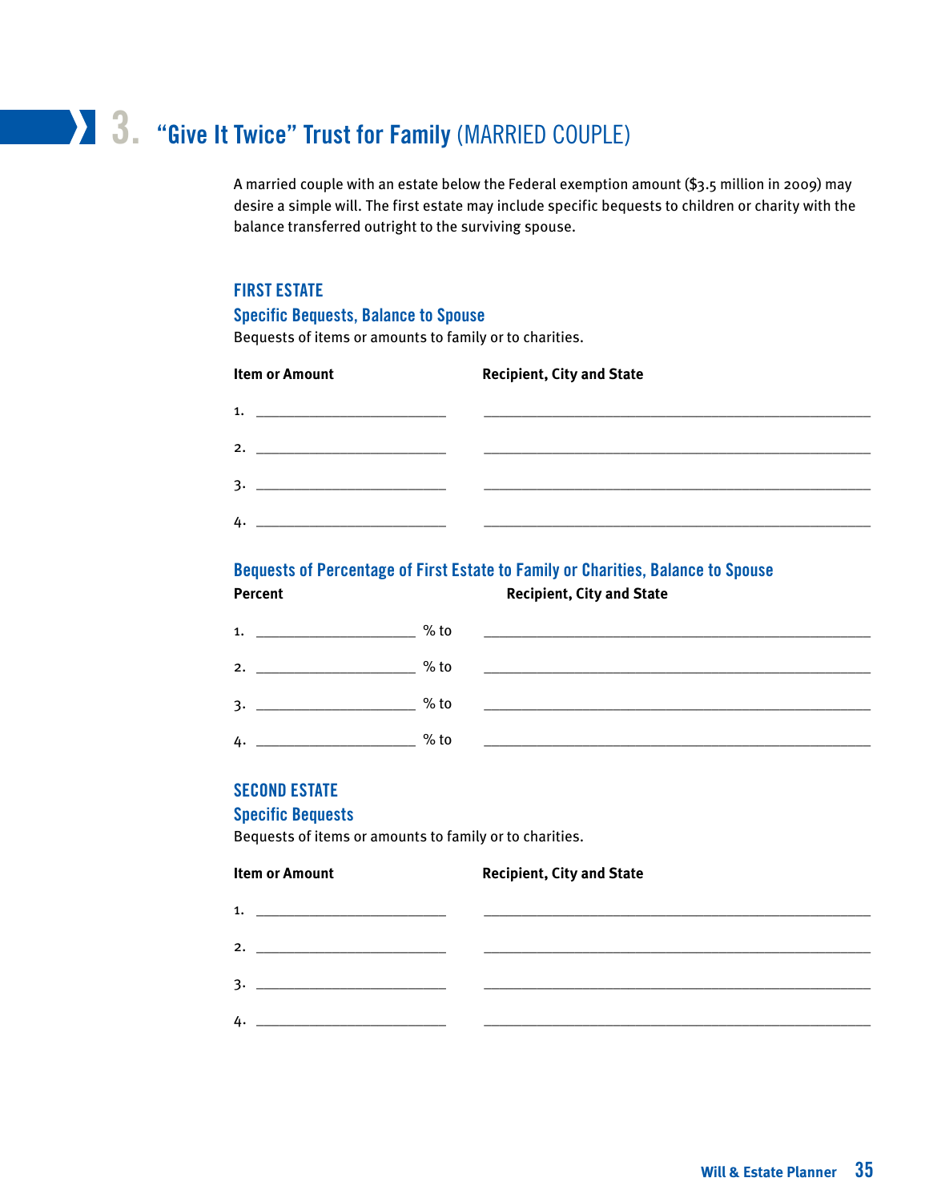# 3. "Give It Twice" Trust for Family (MARRIED COUPLE)

A married couple with an estate below the Federal exemption amount ($3.5 million in 2009) may desire a simple will. The first estate may include specific bequests to children or charity with the balance transferred outright to the surviving spouse.

## FIRST ESTATE

### Specific Bequests, Balance to Spouse

Bequests of items or amounts to family or to charities.

| Item or Amount | Recipient, City and State |
|---|---|
| 1. ______________________ | ______________________________________________ |
| 2. ______________________ | ______________________________________________ |
| 3. ______________________ | ______________________________________________ |
| 4. ______________________ | ______________________________________________ |

### Bequests of Percentage of First Estate to Family or Charities, Balance to Spouse

| Percent | | Recipient, City and State |
|---|---|---|
| 1. __________________ | % to | ______________________________________________ |
| 2. __________________ | % to | ______________________________________________ |
| 3. __________________ | % to | ______________________________________________ |
| 4. __________________ | % to | ______________________________________________ |

## SECOND ESTATE

### Specific Bequests

Bequests of items or amounts to family or to charities.

| Item or Amount | Recipient, City and State |
|---|---|
| 1. ______________________ | ______________________________________________ |
| 2. ______________________ | ______________________________________________ |
| 3. ______________________ | ______________________________________________ |
| 4. ______________________ | ______________________________________________ |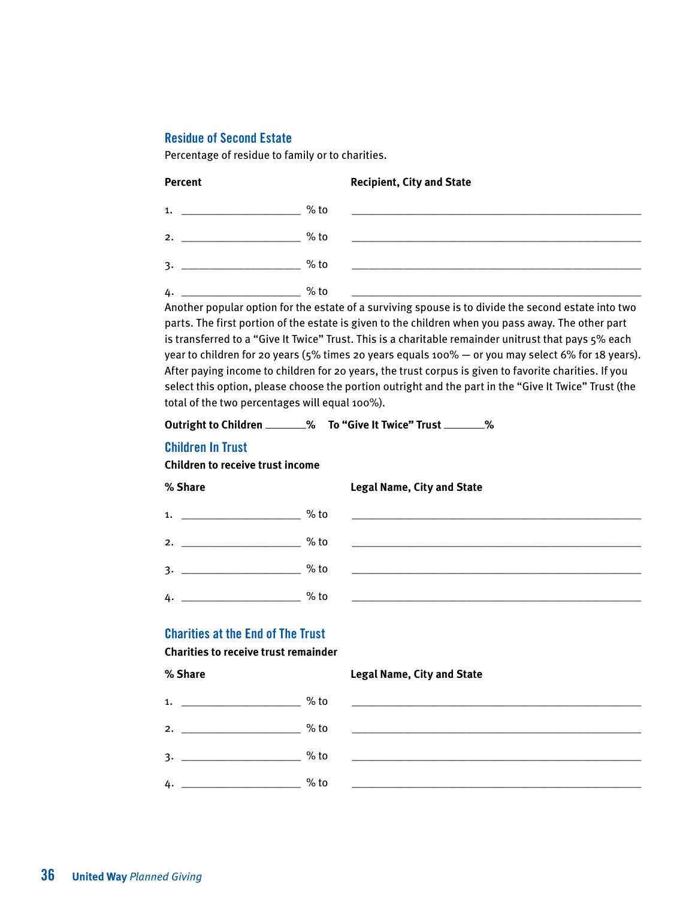## Residue of Second Estate

Percentage of residue to family or to charities.

| Percent | | Recipient, City and State |
|---|---|---|
| 1. ____________________ | % to | ________________________________________________ |
| 2. ____________________ | % to | ________________________________________________ |
| 3. ____________________ | % to | ________________________________________________ |
| 4. ____________________ | % to | ________________________________________________ |

Another popular option for the estate of a surviving spouse is to divide the second estate into two parts. The first portion of the estate is given to the children when you pass away. The other part is transferred to a "Give It Twice" Trust. This is a charitable remainder unitrust that pays 5% each year to children for 20 years (5% times 20 years equals 100% — or you may select 6% for 18 years). After paying income to children for 20 years, the trust corpus is given to favorite charities. If you select this option, please choose the portion outright and the part in the "Give It Twice" Trust (the total of the two percentages will equal 100%).

**Outright to Children _______%** **To "Give It Twice" Trust _______%**

## Children In Trust

**Children to receive trust income**

| % Share | | Legal Name, City and State |
|---|---|---|
| 1. ____________________ | % to | ________________________________________________ |
| 2. ____________________ | % to | ________________________________________________ |
| 3. ____________________ | % to | ________________________________________________ |
| 4. ____________________ | % to | ________________________________________________ |

## Charities at the End of The Trust

**Charities to receive trust remainder**

| % Share | | Legal Name, City and State |
|---|---|---|
| 1. ____________________ | % to | ________________________________________________ |
| 2. ____________________ | % to | ________________________________________________ |
| 3. ____________________ | % to | ________________________________________________ |
| 4. ____________________ | % to | ________________________________________________ |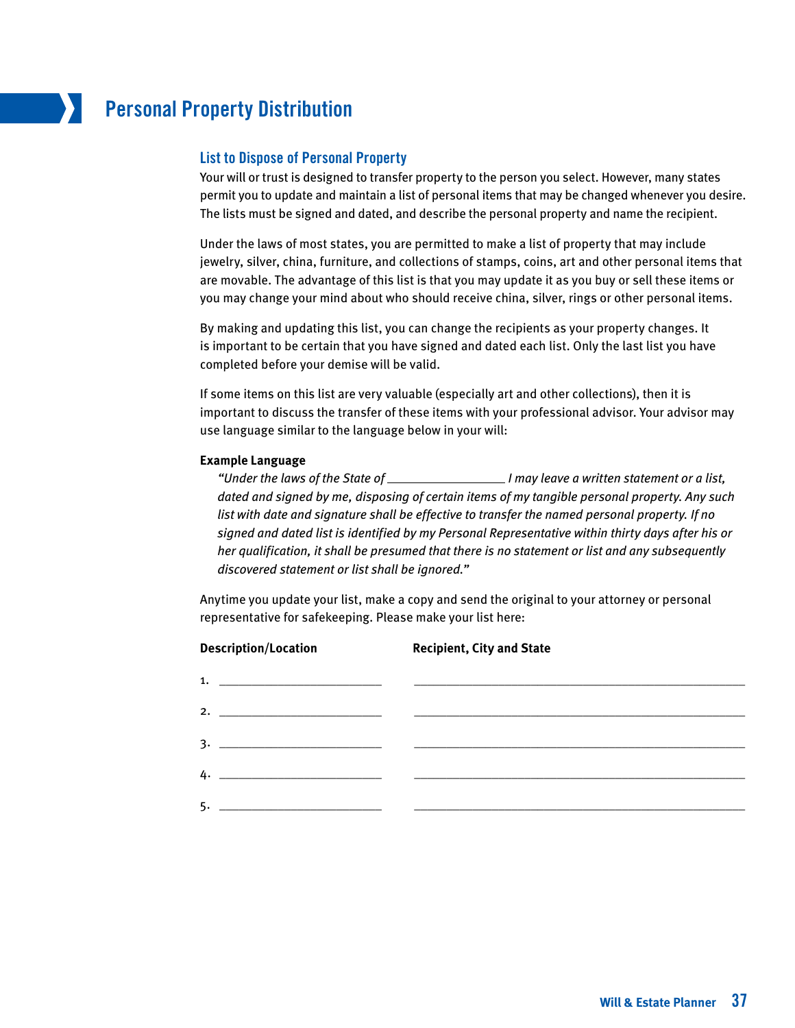# Personal Property Distribution

## List to Dispose of Personal Property

Your will or trust is designed to transfer property to the person you select. However, many states permit you to update and maintain a list of personal items that may be changed whenever you desire. The lists must be signed and dated, and describe the personal property and name the recipient.

Under the laws of most states, you are permitted to make a list of property that may include jewelry, silver, china, furniture, and collections of stamps, coins, art and other personal items that are movable. The advantage of this list is that you may update it as you buy or sell these items or you may change your mind about who should receive china, silver, rings or other personal items.

By making and updating this list, you can change the recipients as your property changes. It is important to be certain that you have signed and dated each list. Only the last list you have completed before your demise will be valid.

If some items on this list are very valuable (especially art and other collections), then it is important to discuss the transfer of these items with your professional advisor. Your advisor may use language similar to the language below in your will:

**Example Language**

*"Under the laws of the State of \_\_\_\_\_\_\_\_\_\_\_\_\_\_\_\_\_\_ I may leave a written statement or a list, dated and signed by me, disposing of certain items of my tangible personal property. Any such list with date and signature shall be effective to transfer the named personal property. If no signed and dated list is identified by my Personal Representative within thirty days after his or her qualification, it shall be presumed that there is no statement or list and any subsequently discovered statement or list shall be ignored."*

Anytime you update your list, make a copy and send the original to your attorney or personal representative for safekeeping. Please make your list here:

| Description/Location | Recipient, City and State |
|---|---|
| 1. \_\_\_\_\_\_\_\_\_\_\_\_\_\_\_\_\_\_\_\_\_\_\_\_\_\_ | \_\_\_\_\_\_\_\_\_\_\_\_\_\_\_\_\_\_\_\_\_\_\_\_\_\_\_\_\_\_\_\_\_\_\_\_\_\_\_\_\_\_\_\_\_\_\_\_\_\_ |
| 2. \_\_\_\_\_\_\_\_\_\_\_\_\_\_\_\_\_\_\_\_\_\_\_\_\_\_ | \_\_\_\_\_\_\_\_\_\_\_\_\_\_\_\_\_\_\_\_\_\_\_\_\_\_\_\_\_\_\_\_\_\_\_\_\_\_\_\_\_\_\_\_\_\_\_\_\_\_ |
| 3. \_\_\_\_\_\_\_\_\_\_\_\_\_\_\_\_\_\_\_\_\_\_\_\_\_\_ | \_\_\_\_\_\_\_\_\_\_\_\_\_\_\_\_\_\_\_\_\_\_\_\_\_\_\_\_\_\_\_\_\_\_\_\_\_\_\_\_\_\_\_\_\_\_\_\_\_\_ |
| 4. \_\_\_\_\_\_\_\_\_\_\_\_\_\_\_\_\_\_\_\_\_\_\_\_\_\_ | \_\_\_\_\_\_\_\_\_\_\_\_\_\_\_\_\_\_\_\_\_\_\_\_\_\_\_\_\_\_\_\_\_\_\_\_\_\_\_\_\_\_\_\_\_\_\_\_\_\_ |
| 5. \_\_\_\_\_\_\_\_\_\_\_\_\_\_\_\_\_\_\_\_\_\_\_\_\_\_ | \_\_\_\_\_\_\_\_\_\_\_\_\_\_\_\_\_\_\_\_\_\_\_\_\_\_\_\_\_\_\_\_\_\_\_\_\_\_\_\_\_\_\_\_\_\_\_\_\_\_ |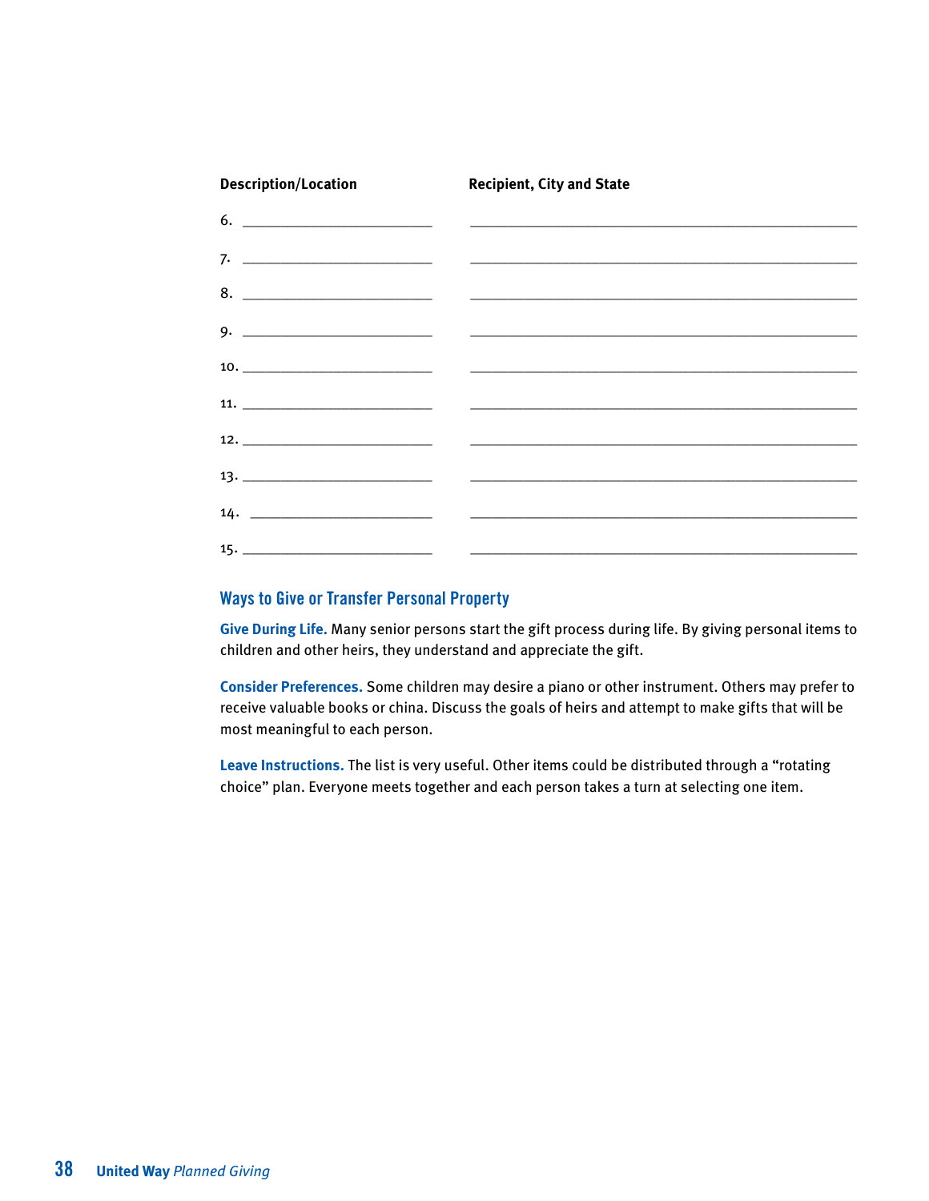| Description/Location | Recipient, City and State |
|---|---|
| 6. ______________________ | ______________________________________ |
| 7. ______________________ | ______________________________________ |
| 8. ______________________ | ______________________________________ |
| 9. ______________________ | ______________________________________ |
| 10. ______________________ | ______________________________________ |
| 11. ______________________ | ______________________________________ |
| 12. ______________________ | ______________________________________ |
| 13. ______________________ | ______________________________________ |
| 14. ______________________ | ______________________________________ |
| 15. ______________________ | ______________________________________ |

## Ways to Give or Transfer Personal Property

**Give During Life.** Many senior persons start the gift process during life. By giving personal items to children and other heirs, they understand and appreciate the gift.

**Consider Preferences.** Some children may desire a piano or other instrument. Others may prefer to receive valuable books or china. Discuss the goals of heirs and attempt to make gifts that will be most meaningful to each person.

**Leave Instructions.** The list is very useful. Other items could be distributed through a "rotating choice" plan. Everyone meets together and each person takes a turn at selecting one item.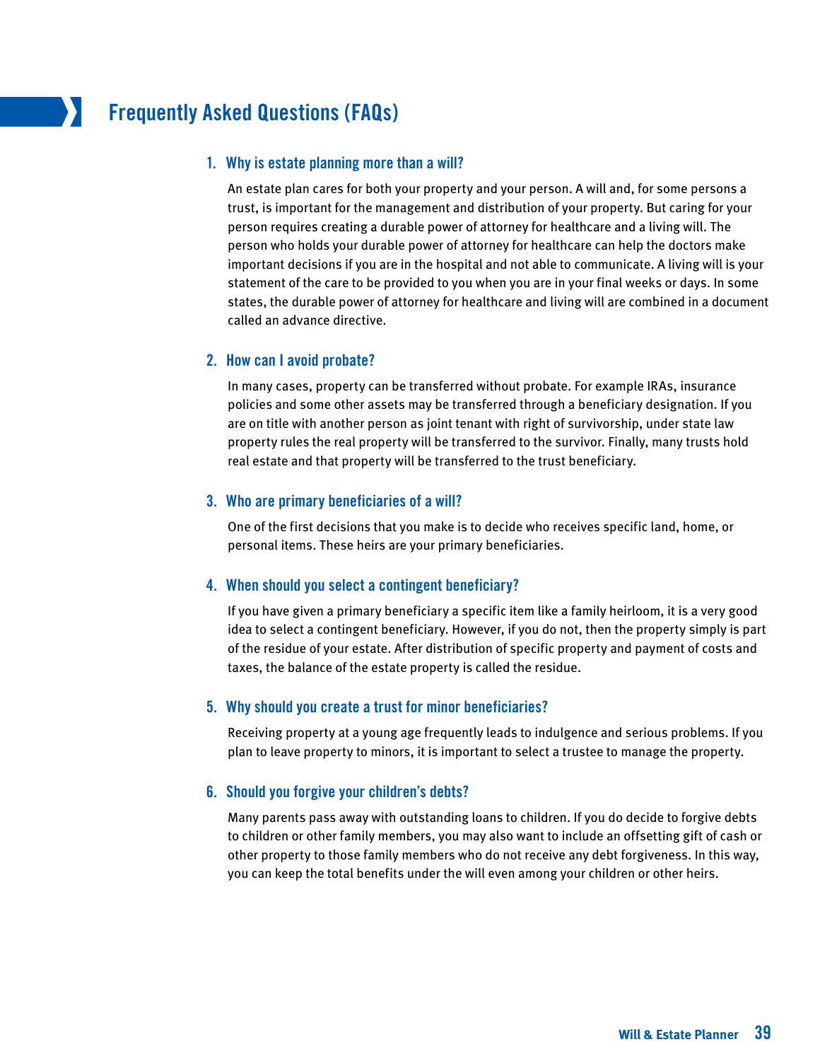# Frequently Asked Questions (FAQs)

### 1. Why is estate planning more than a will?

An estate plan cares for both your property and your person. A will and, for some persons a trust, is important for the management and distribution of your property. But caring for your person requires creating a durable power of attorney for healthcare and a living will. The person who holds your durable power of attorney for healthcare can help the doctors make important decisions if you are in the hospital and not able to communicate. A living will is your statement of the care to be provided to you when you are in your final weeks or days. In some states, the durable power of attorney for healthcare and living will are combined in a document called an advance directive.

### 2. How can I avoid probate?

In many cases, property can be transferred without probate. For example IRAs, insurance policies and some other assets may be transferred through a beneficiary designation. If you are on title with another person as joint tenant with right of survivorship, under state law property rules the real property will be transferred to the survivor. Finally, many trusts hold real estate and that property will be transferred to the trust beneficiary.

### 3. Who are primary beneficiaries of a will?

One of the first decisions that you make is to decide who receives specific land, home, or personal items. These heirs are your primary beneficiaries.

### 4. When should you select a contingent beneficiary?

If you have given a primary beneficiary a specific item like a family heirloom, it is a very good idea to select a contingent beneficiary. However, if you do not, then the property simply is part of the residue of your estate. After distribution of specific property and payment of costs and taxes, the balance of the estate property is called the residue.

### 5. Why should you create a trust for minor beneficiaries?

Receiving property at a young age frequently leads to indulgence and serious problems. If you plan to leave property to minors, it is important to select a trustee to manage the property.

### 6. Should you forgive your children's debts?

Many parents pass away with outstanding loans to children. If you do decide to forgive debts to children or other family members, you may also want to include an offsetting gift of cash or other property to those family members who do not receive any debt forgiveness. In this way, you can keep the total benefits under the will even among your children or other heirs.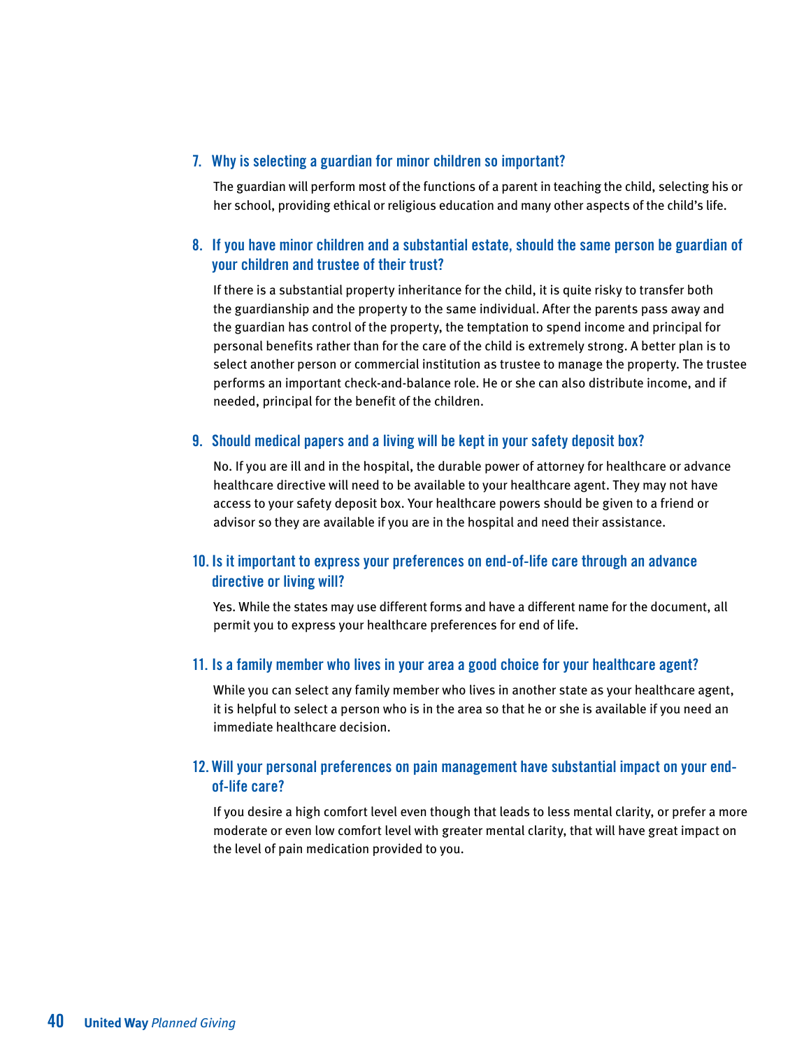### 7. Why is selecting a guardian for minor children so important?

The guardian will perform most of the functions of a parent in teaching the child, selecting his or her school, providing ethical or religious education and many other aspects of the child's life.

### 8. If you have minor children and a substantial estate, should the same person be guardian of your children and trustee of their trust?

If there is a substantial property inheritance for the child, it is quite risky to transfer both the guardianship and the property to the same individual. After the parents pass away and the guardian has control of the property, the temptation to spend income and principal for personal benefits rather than for the care of the child is extremely strong. A better plan is to select another person or commercial institution as trustee to manage the property. The trustee performs an important check-and-balance role. He or she can also distribute income, and if needed, principal for the benefit of the children.

### 9. Should medical papers and a living will be kept in your safety deposit box?

No. If you are ill and in the hospital, the durable power of attorney for healthcare or advance healthcare directive will need to be available to your healthcare agent. They may not have access to your safety deposit box. Your healthcare powers should be given to a friend or advisor so they are available if you are in the hospital and need their assistance.

### 10. Is it important to express your preferences on end-of-life care through an advance directive or living will?

Yes. While the states may use different forms and have a different name for the document, all permit you to express your healthcare preferences for end of life.

### 11. Is a family member who lives in your area a good choice for your healthcare agent?

While you can select any family member who lives in another state as your healthcare agent, it is helpful to select a person who is in the area so that he or she is available if you need an immediate healthcare decision.

### 12. Will your personal preferences on pain management have substantial impact on your end-of-life care?

If you desire a high comfort level even though that leads to less mental clarity, or prefer a more moderate or even low comfort level with greater mental clarity, that will have great impact on the level of pain medication provided to you.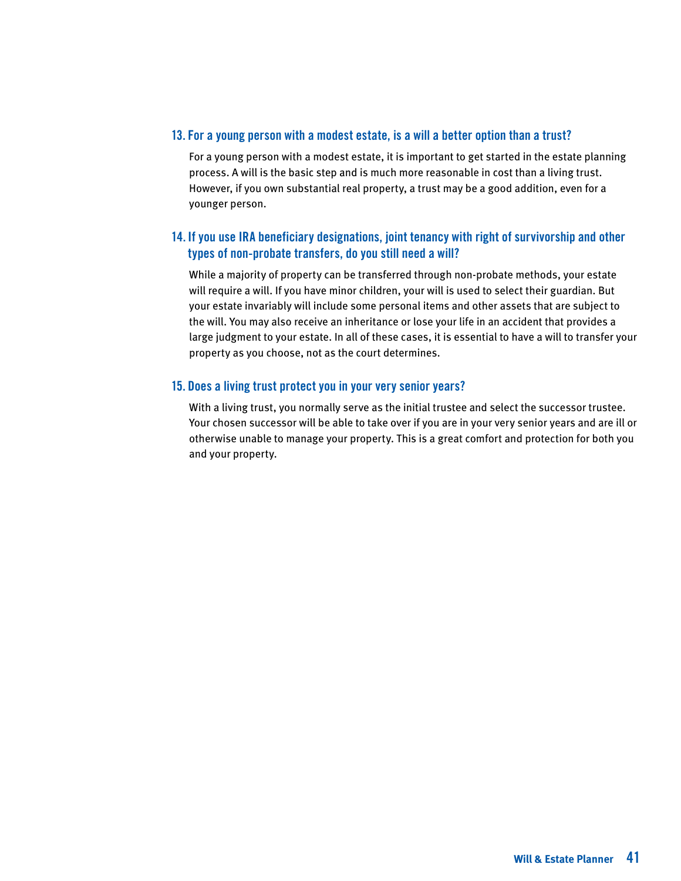### 13. For a young person with a modest estate, is a will a better option than a trust?

For a young person with a modest estate, it is important to get started in the estate planning process. A will is the basic step and is much more reasonable in cost than a living trust. However, if you own substantial real property, a trust may be a good addition, even for a younger person.

### 14. If you use IRA beneficiary designations, joint tenancy with right of survivorship and other types of non-probate transfers, do you still need a will?

While a majority of property can be transferred through non-probate methods, your estate will require a will. If you have minor children, your will is used to select their guardian. But your estate invariably will include some personal items and other assets that are subject to the will. You may also receive an inheritance or lose your life in an accident that provides a large judgment to your estate. In all of these cases, it is essential to have a will to transfer your property as you choose, not as the court determines.

### 15. Does a living trust protect you in your very senior years?

With a living trust, you normally serve as the initial trustee and select the successor trustee. Your chosen successor will be able to take over if you are in your very senior years and are ill or otherwise unable to manage your property. This is a great comfort and protection for both you and your property.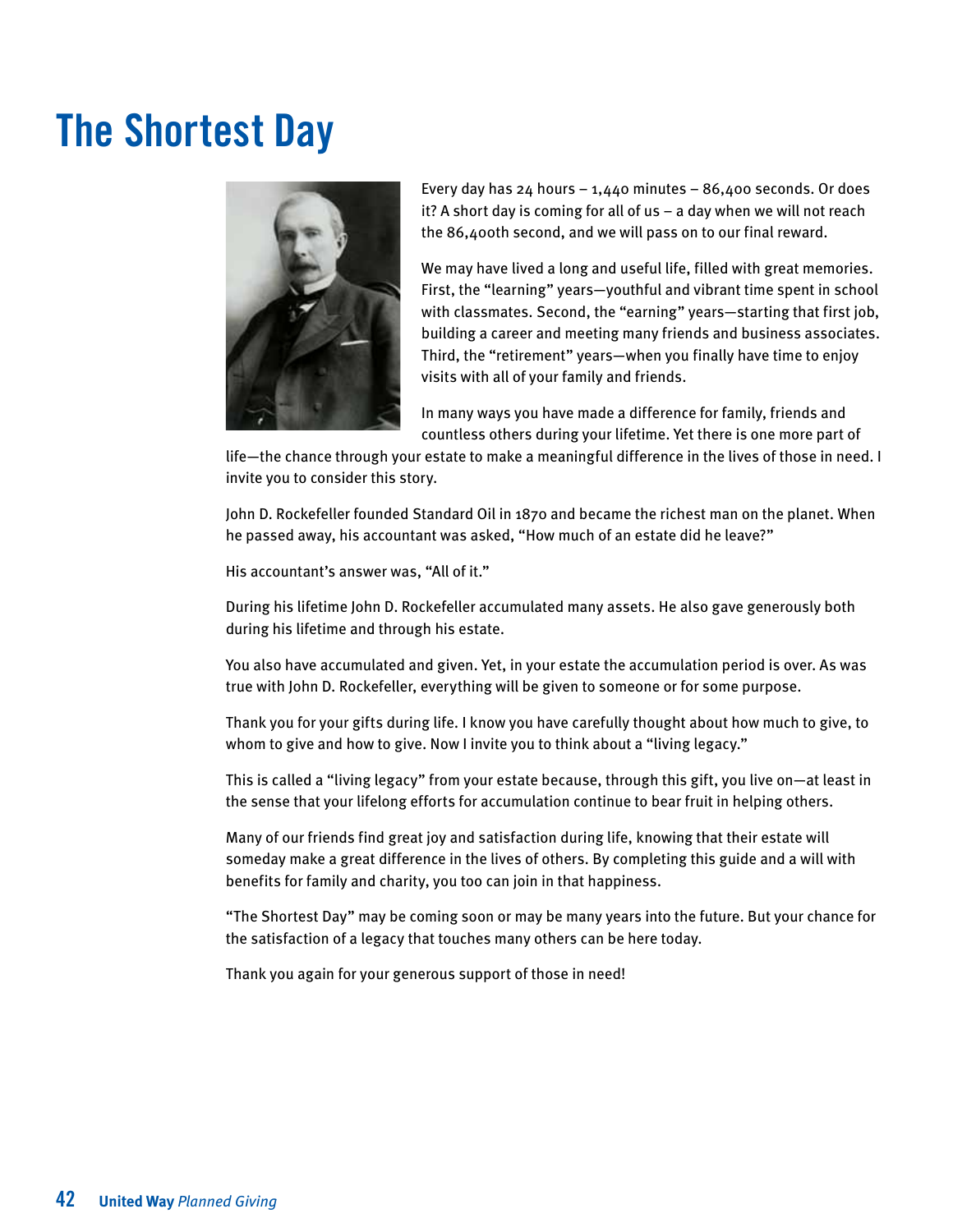# The Shortest Day

Every day has 24 hours – 1,440 minutes – 86,400 seconds. Or does it? A short day is coming for all of us – a day when we will not reach the 86,400th second, and we will pass on to our final reward.

We may have lived a long and useful life, filled with great memories. First, the "learning" years—youthful and vibrant time spent in school with classmates. Second, the "earning" years—starting that first job, building a career and meeting many friends and business associates. Third, the "retirement" years—when you finally have time to enjoy visits with all of your family and friends.

In many ways you have made a difference for family, friends and countless others during your lifetime. Yet there is one more part of life—the chance through your estate to make a meaningful difference in the lives of those in need. I invite you to consider this story.

John D. Rockefeller founded Standard Oil in 1870 and became the richest man on the planet. When he passed away, his accountant was asked, "How much of an estate did he leave?"

His accountant's answer was, "All of it."

During his lifetime John D. Rockefeller accumulated many assets. He also gave generously both during his lifetime and through his estate.

You also have accumulated and given. Yet, in your estate the accumulation period is over. As was true with John D. Rockefeller, everything will be given to someone or for some purpose.

Thank you for your gifts during life. I know you have carefully thought about how much to give, to whom to give and how to give. Now I invite you to think about a "living legacy."

This is called a "living legacy" from your estate because, through this gift, you live on—at least in the sense that your lifelong efforts for accumulation continue to bear fruit in helping others.

Many of our friends find great joy and satisfaction during life, knowing that their estate will someday make a great difference in the lives of others. By completing this guide and a will with benefits for family and charity, you too can join in that happiness.

"The Shortest Day" may be coming soon or may be many years into the future. But your chance for the satisfaction of a legacy that touches many others can be here today.

Thank you again for your generous support of those in need!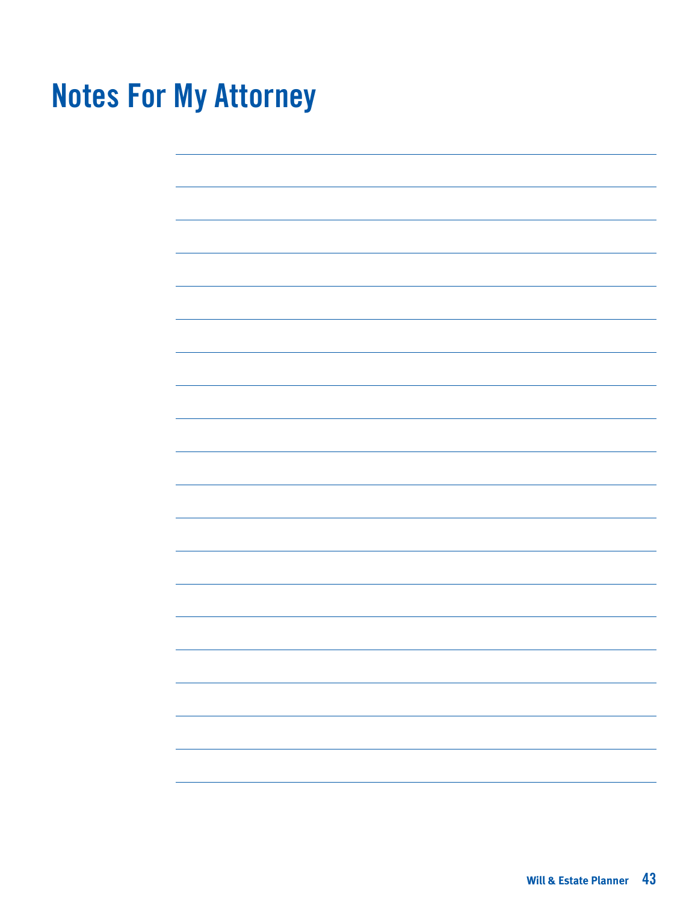# Notes For My Attorney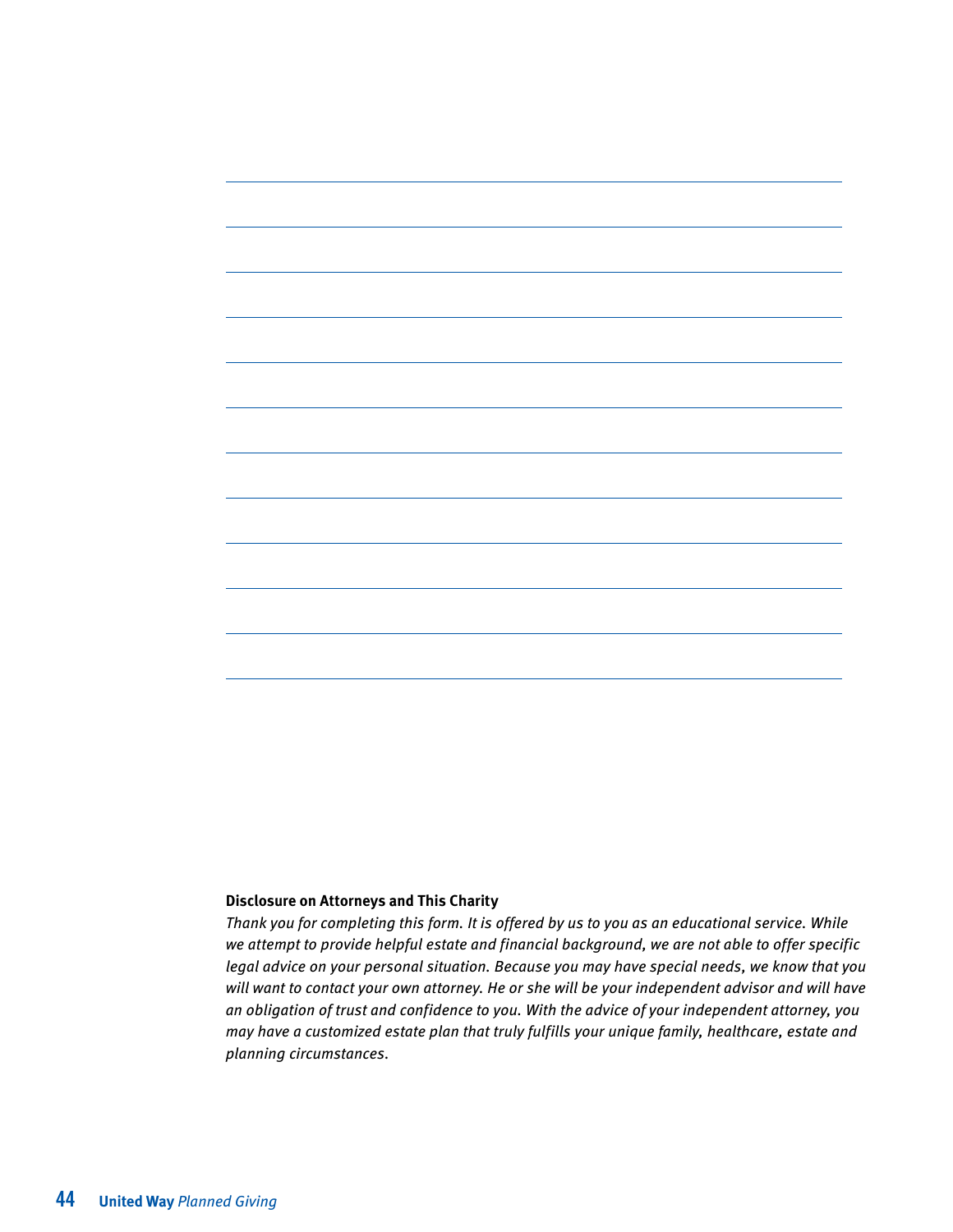**Disclosure on Attorneys and This Charity**

*Thank you for completing this form. It is offered by us to you as an educational service. While we attempt to provide helpful estate and financial background, we are not able to offer specific legal advice on your personal situation. Because you may have special needs, we know that you will want to contact your own attorney. He or she will be your independent advisor and will have an obligation of trust and confidence to you. With the advice of your independent attorney, you may have a customized estate plan that truly fulfills your unique family, healthcare, estate and planning circumstances.*